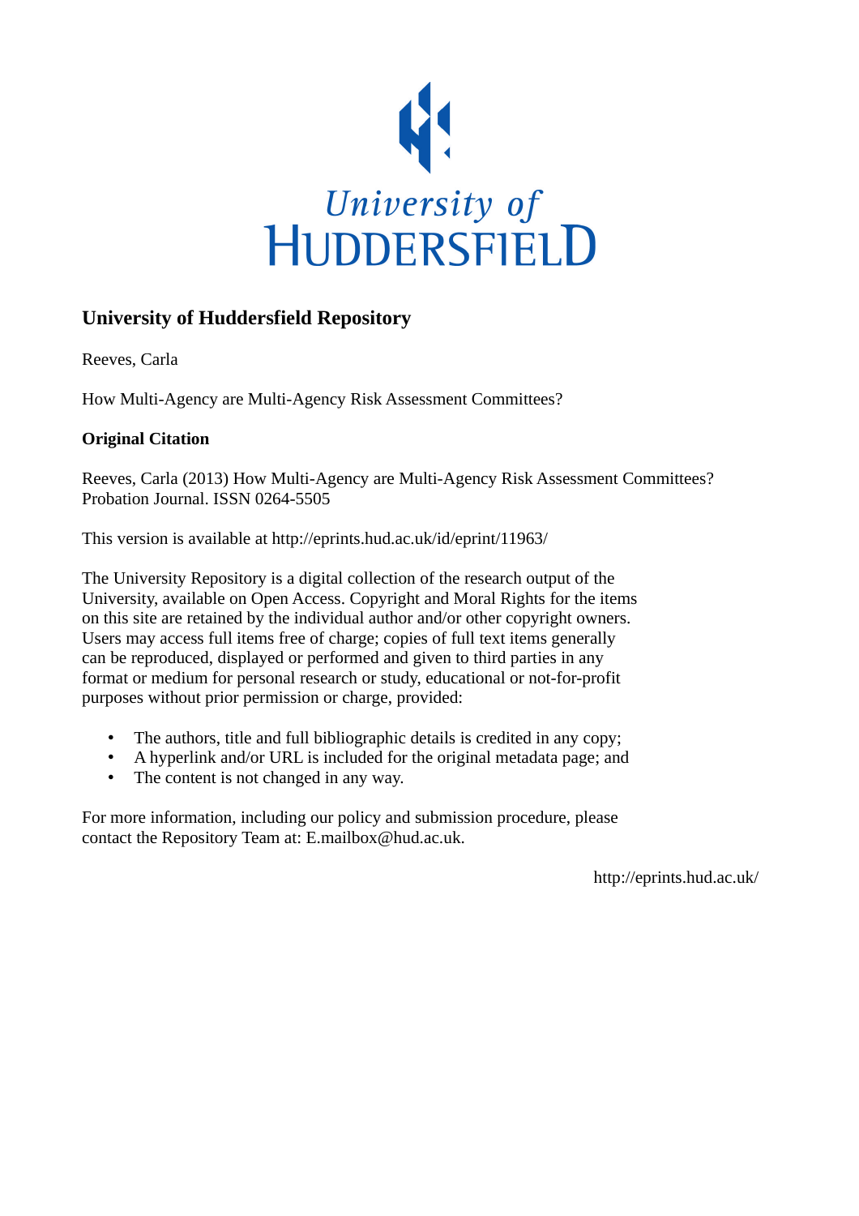University of HUDDERSFIELD

## University of Huddersfield Repository

Reeves, Carla

How Multi-Agency are Multi-Agency Risk Assessment Committees?

### Original Citation

Reeves, Carla (2013) How Multi-Agency are Multi-Agency Risk Assessment Committees? Probation Journal. ISSN 0264-5505

This version is available at http://eprints.hud.ac.uk/id/eprint/11963/

The University Repository is a digital collection of the research output of the University, available on Open Access. Copyright and Moral Rights for the items on this site are retained by the individual author and/or other copyright owners. Users may access full items free of charge; copies of full text items generally can be reproduced, displayed or performed and given to third parties in any format or medium for personal research or study, educational or not-for-profit purposes without prior permission or charge, provided:

- The authors, title and full bibliographic details is credited in any copy;
- A hyperlink and/or URL is included for the original metadata page; and
- The content is not changed in any way.

For more information, including our policy and submission procedure, please contact the Repository Team at: E.mailbox@hud.ac.uk.

http://eprints.hud.ac.uk/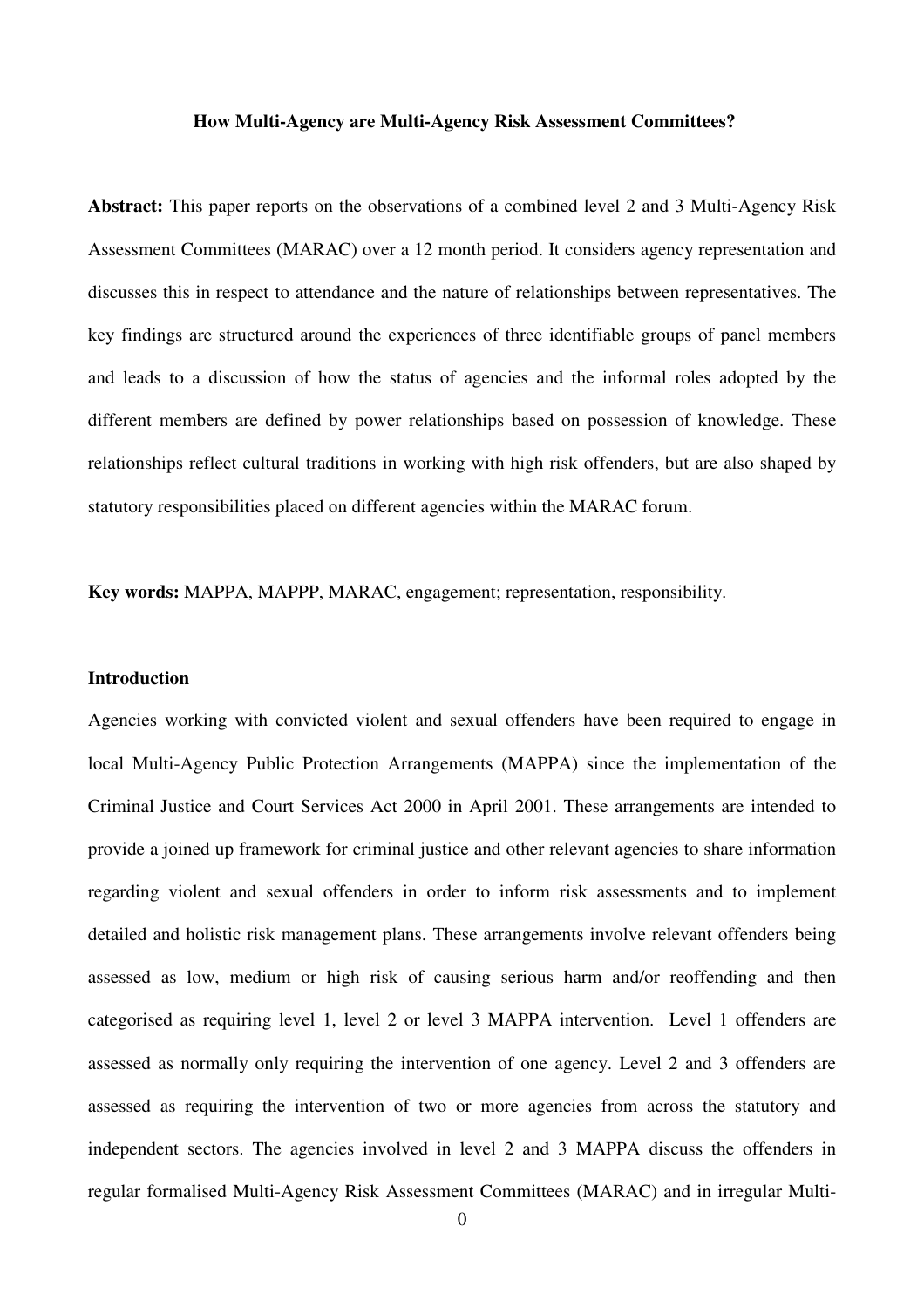**How Multi-Agency are Multi-Agency Risk Assessment Committees?**

**Abstract:** This paper reports on the observations of a combined level 2 and 3 Multi-Agency Risk Assessment Committees (MARAC) over a 12 month period. It considers agency representation and discusses this in respect to attendance and the nature of relationships between representatives. The key findings are structured around the experiences of three identifiable groups of panel members and leads to a discussion of how the status of agencies and the informal roles adopted by the different members are defined by power relationships based on possession of knowledge. These relationships reflect cultural traditions in working with high risk offenders, but are also shaped by statutory responsibilities placed on different agencies within the MARAC forum.

**Key words:** MAPPA, MAPPP, MARAC, engagement; representation, responsibility.

## Introduction

Agencies working with convicted violent and sexual offenders have been required to engage in local Multi-Agency Public Protection Arrangements (MAPPA) since the implementation of the Criminal Justice and Court Services Act 2000 in April 2001. These arrangements are intended to provide a joined up framework for criminal justice and other relevant agencies to share information regarding violent and sexual offenders in order to inform risk assessments and to implement detailed and holistic risk management plans. These arrangements involve relevant offenders being assessed as low, medium or high risk of causing serious harm and/or reoffending and then categorised as requiring level 1, level 2 or level 3 MAPPA intervention. Level 1 offenders are assessed as normally only requiring the intervention of one agency. Level 2 and 3 offenders are assessed as requiring the intervention of two or more agencies from across the statutory and independent sectors. The agencies involved in level 2 and 3 MAPPA discuss the offenders in regular formalised Multi-Agency Risk Assessment Committees (MARAC) and in irregular Multi-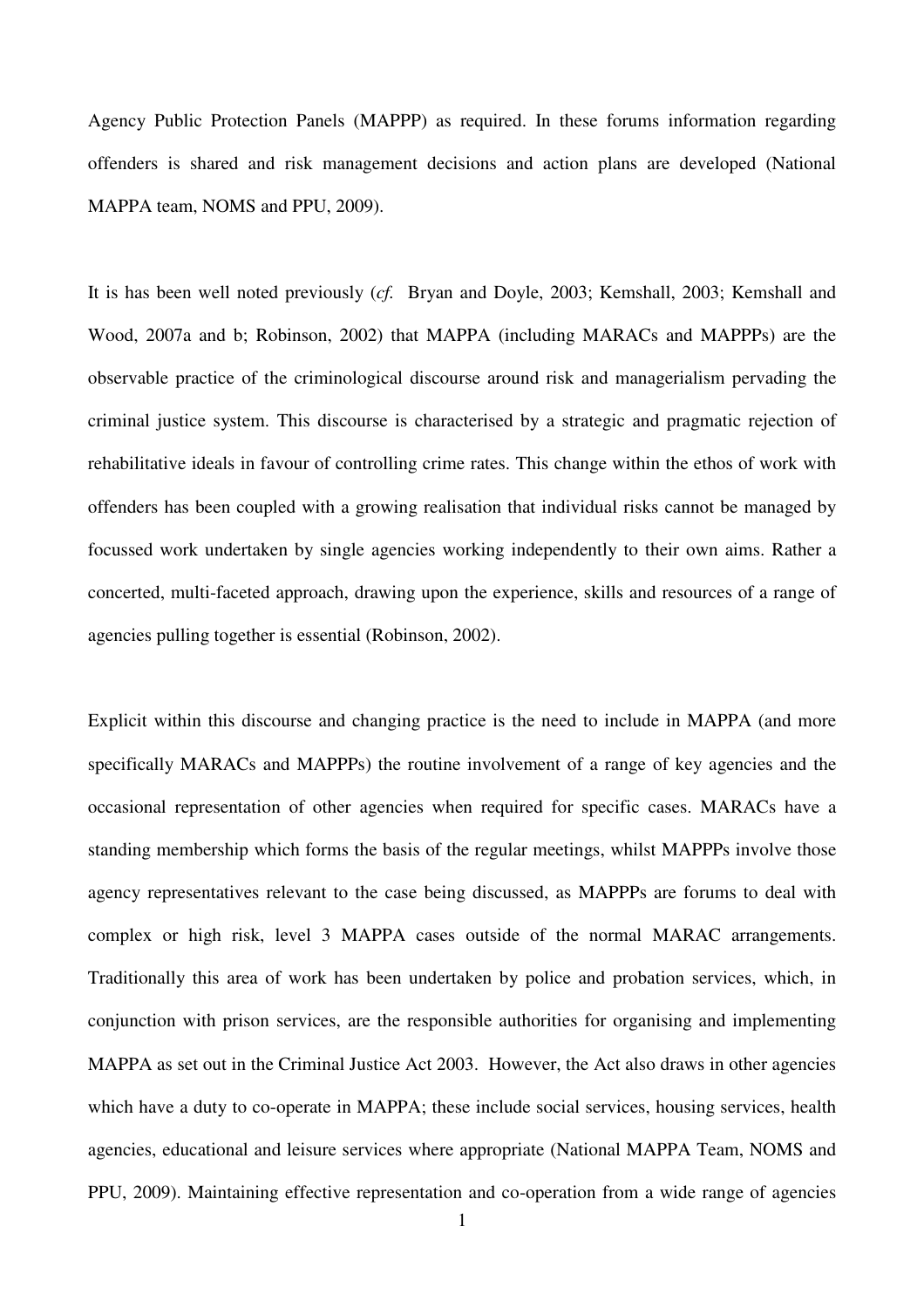Agency Public Protection Panels (MAPPP) as required. In these forums information regarding offenders is shared and risk management decisions and action plans are developed (National MAPPA team, NOMS and PPU, 2009).

It is has been well noted previously (*cf.* Bryan and Doyle, 2003; Kemshall, 2003; Kemshall and Wood, 2007a and b; Robinson, 2002) that MAPPA (including MARACs and MAPPPs) are the observable practice of the criminological discourse around risk and managerialism pervading the criminal justice system. This discourse is characterised by a strategic and pragmatic rejection of rehabilitative ideals in favour of controlling crime rates. This change within the ethos of work with offenders has been coupled with a growing realisation that individual risks cannot be managed by focussed work undertaken by single agencies working independently to their own aims. Rather a concerted, multi-faceted approach, drawing upon the experience, skills and resources of a range of agencies pulling together is essential (Robinson, 2002).

Explicit within this discourse and changing practice is the need to include in MAPPA (and more specifically MARACs and MAPPPs) the routine involvement of a range of key agencies and the occasional representation of other agencies when required for specific cases. MARACs have a standing membership which forms the basis of the regular meetings, whilst MAPPPs involve those agency representatives relevant to the case being discussed, as MAPPPs are forums to deal with complex or high risk, level 3 MAPPA cases outside of the normal MARAC arrangements. Traditionally this area of work has been undertaken by police and probation services, which, in conjunction with prison services, are the responsible authorities for organising and implementing MAPPA as set out in the Criminal Justice Act 2003. However, the Act also draws in other agencies which have a duty to co-operate in MAPPA; these include social services, housing services, health agencies, educational and leisure services where appropriate (National MAPPA Team, NOMS and PPU, 2009). Maintaining effective representation and co-operation from a wide range of agencies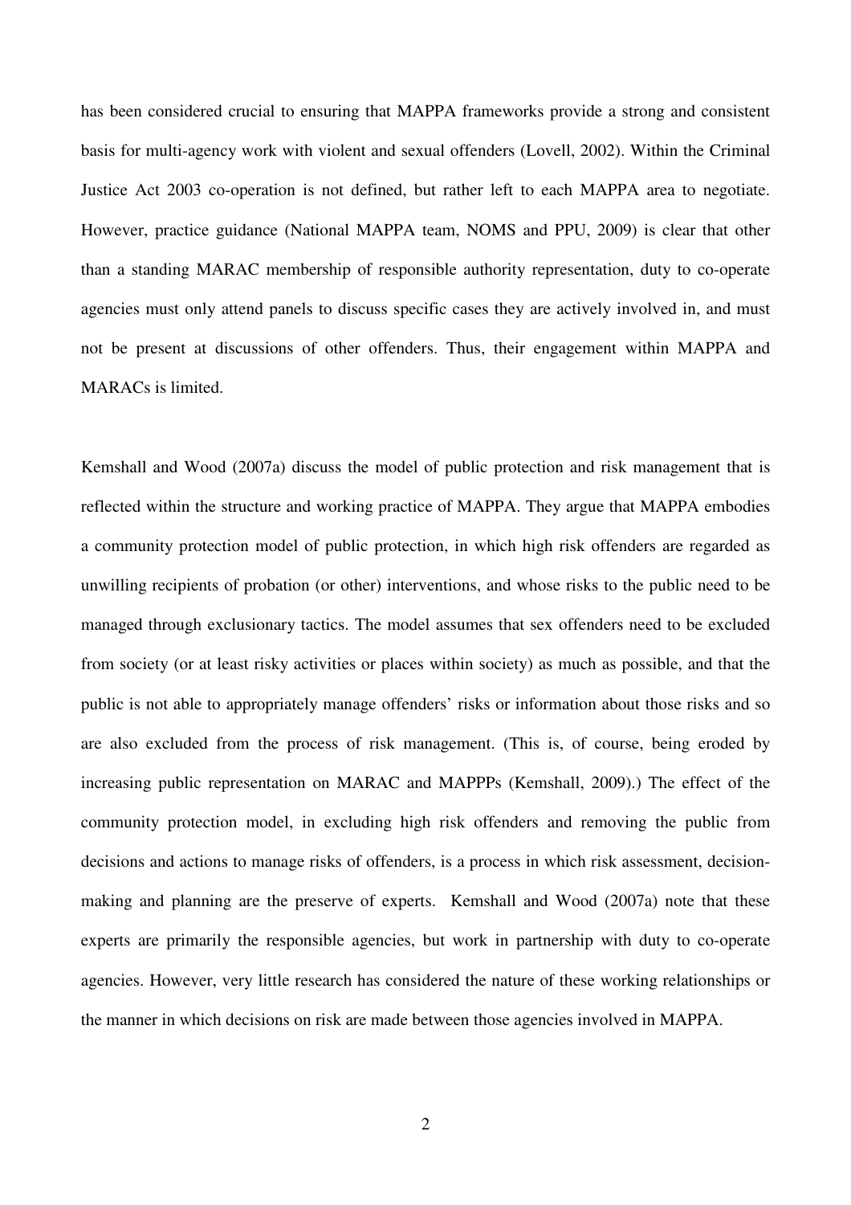has been considered crucial to ensuring that MAPPA frameworks provide a strong and consistent basis for multi-agency work with violent and sexual offenders (Lovell, 2002). Within the Criminal Justice Act 2003 co-operation is not defined, but rather left to each MAPPA area to negotiate. However, practice guidance (National MAPPA team, NOMS and PPU, 2009) is clear that other than a standing MARAC membership of responsible authority representation, duty to co-operate agencies must only attend panels to discuss specific cases they are actively involved in, and must not be present at discussions of other offenders. Thus, their engagement within MAPPA and MARACs is limited.

Kemshall and Wood (2007a) discuss the model of public protection and risk management that is reflected within the structure and working practice of MAPPA. They argue that MAPPA embodies a community protection model of public protection, in which high risk offenders are regarded as unwilling recipients of probation (or other) interventions, and whose risks to the public need to be managed through exclusionary tactics. The model assumes that sex offenders need to be excluded from society (or at least risky activities or places within society) as much as possible, and that the public is not able to appropriately manage offenders' risks or information about those risks and so are also excluded from the process of risk management. (This is, of course, being eroded by increasing public representation on MARAC and MAPPPs (Kemshall, 2009).) The effect of the community protection model, in excluding high risk offenders and removing the public from decisions and actions to manage risks of offenders, is a process in which risk assessment, decision-making and planning are the preserve of experts. Kemshall and Wood (2007a) note that these experts are primarily the responsible agencies, but work in partnership with duty to co-operate agencies. However, very little research has considered the nature of these working relationships or the manner in which decisions on risk are made between those agencies involved in MAPPA.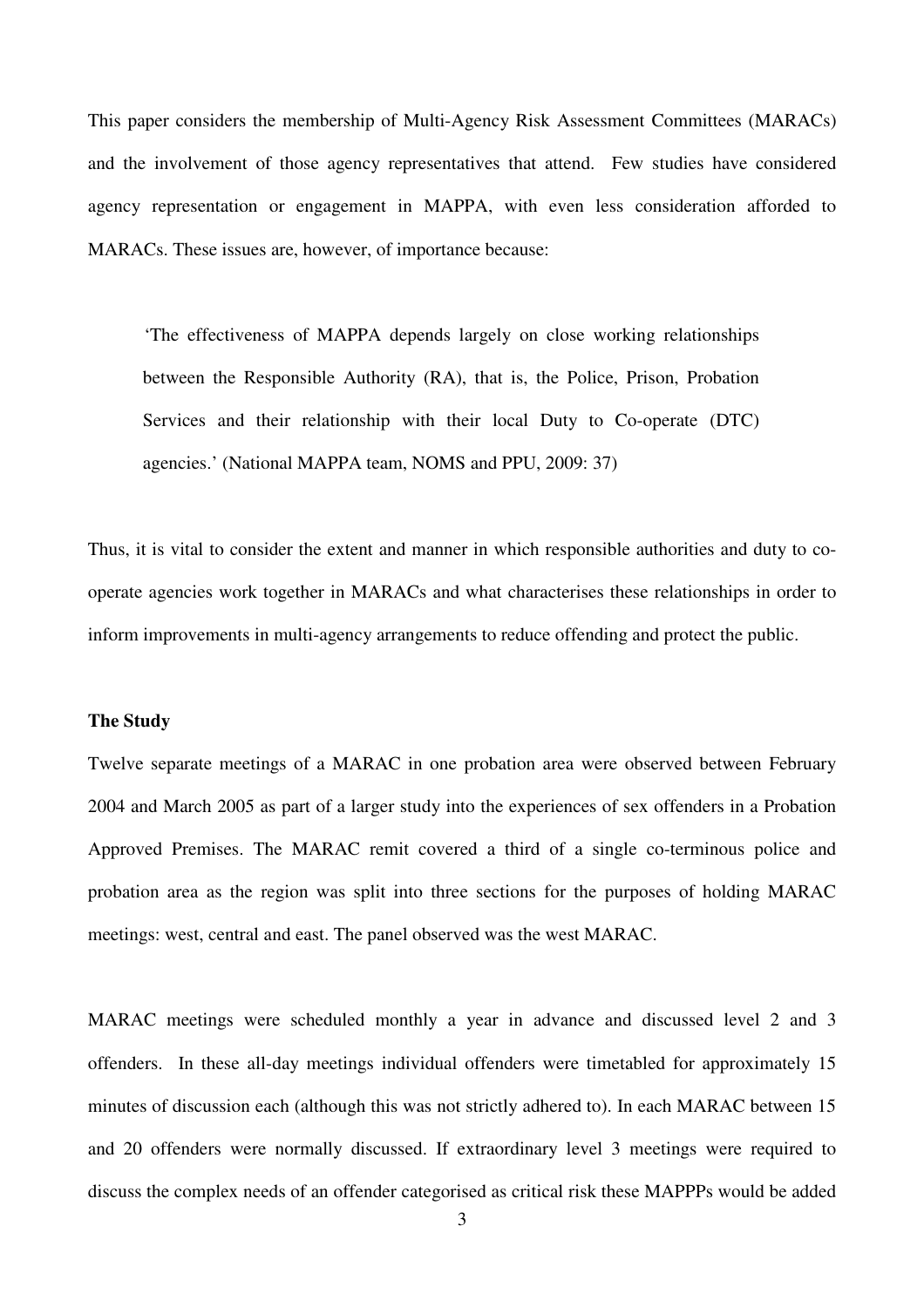This paper considers the membership of Multi-Agency Risk Assessment Committees (MARACs) and the involvement of those agency representatives that attend. Few studies have considered agency representation or engagement in MAPPA, with even less consideration afforded to MARACs. These issues are, however, of importance because:

> 'The effectiveness of MAPPA depends largely on close working relationships between the Responsible Authority (RA), that is, the Police, Prison, Probation Services and their relationship with their local Duty to Co-operate (DTC) agencies.' (National MAPPA team, NOMS and PPU, 2009: 37)

Thus, it is vital to consider the extent and manner in which responsible authorities and duty to co-operate agencies work together in MARACs and what characterises these relationships in order to inform improvements in multi-agency arrangements to reduce offending and protect the public.

**The Study**

Twelve separate meetings of a MARAC in one probation area were observed between February 2004 and March 2005 as part of a larger study into the experiences of sex offenders in a Probation Approved Premises. The MARAC remit covered a third of a single co-terminous police and probation area as the region was split into three sections for the purposes of holding MARAC meetings: west, central and east. The panel observed was the west MARAC.

MARAC meetings were scheduled monthly a year in advance and discussed level 2 and 3 offenders. In these all-day meetings individual offenders were timetabled for approximately 15 minutes of discussion each (although this was not strictly adhered to). In each MARAC between 15 and 20 offenders were normally discussed. If extraordinary level 3 meetings were required to discuss the complex needs of an offender categorised as critical risk these MAPPPs would be added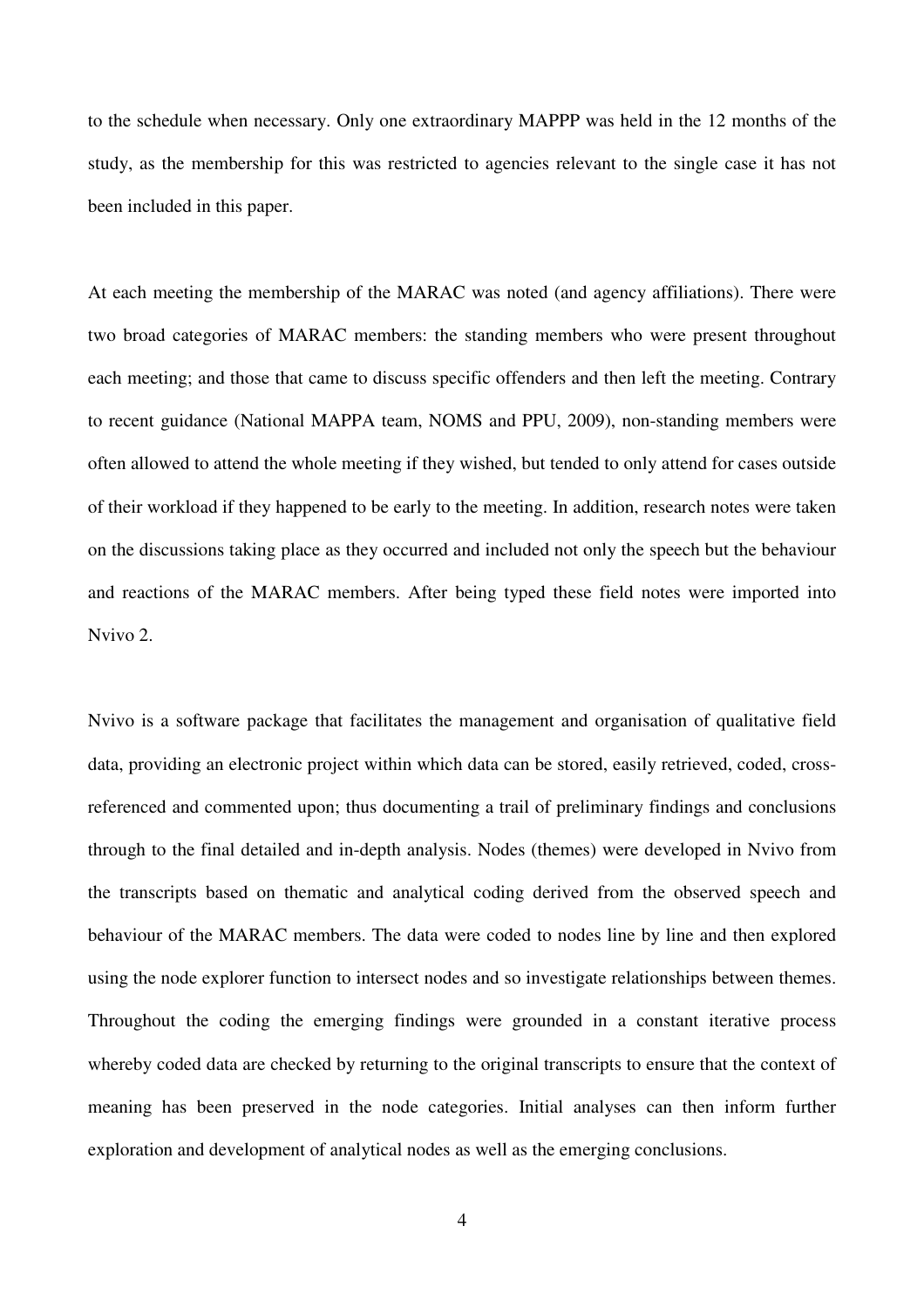to the schedule when necessary. Only one extraordinary MAPPP was held in the 12 months of the study, as the membership for this was restricted to agencies relevant to the single case it has not been included in this paper.

At each meeting the membership of the MARAC was noted (and agency affiliations). There were two broad categories of MARAC members: the standing members who were present throughout each meeting; and those that came to discuss specific offenders and then left the meeting. Contrary to recent guidance (National MAPPA team, NOMS and PPU, 2009), non-standing members were often allowed to attend the whole meeting if they wished, but tended to only attend for cases outside of their workload if they happened to be early to the meeting. In addition, research notes were taken on the discussions taking place as they occurred and included not only the speech but the behaviour and reactions of the MARAC members. After being typed these field notes were imported into Nvivo 2.

Nvivo is a software package that facilitates the management and organisation of qualitative field data, providing an electronic project within which data can be stored, easily retrieved, coded, cross-referenced and commented upon; thus documenting a trail of preliminary findings and conclusions through to the final detailed and in-depth analysis. Nodes (themes) were developed in Nvivo from the transcripts based on thematic and analytical coding derived from the observed speech and behaviour of the MARAC members. The data were coded to nodes line by line and then explored using the node explorer function to intersect nodes and so investigate relationships between themes. Throughout the coding the emerging findings were grounded in a constant iterative process whereby coded data are checked by returning to the original transcripts to ensure that the context of meaning has been preserved in the node categories. Initial analyses can then inform further exploration and development of analytical nodes as well as the emerging conclusions.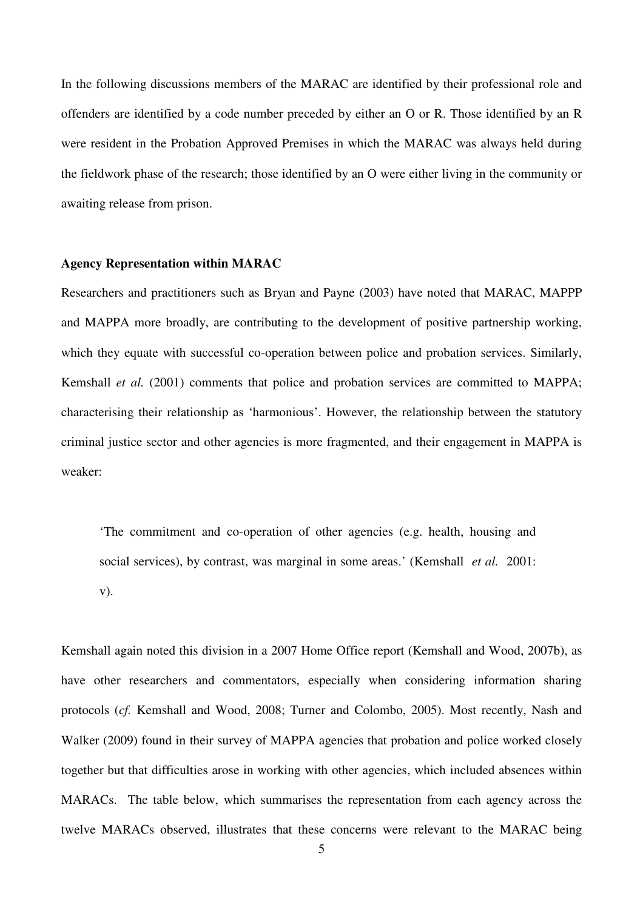In the following discussions members of the MARAC are identified by their professional role and offenders are identified by a code number preceded by either an O or R. Those identified by an R were resident in the Probation Approved Premises in which the MARAC was always held during the fieldwork phase of the research; those identified by an O were either living in the community or awaiting release from prison.

**Agency Representation within MARAC**

Researchers and practitioners such as Bryan and Payne (2003) have noted that MARAC, MAPPP and MAPPA more broadly, are contributing to the development of positive partnership working, which they equate with successful co-operation between police and probation services. Similarly, Kemshall *et al.* (2001) comments that police and probation services are committed to MAPPA; characterising their relationship as 'harmonious'. However, the relationship between the statutory criminal justice sector and other agencies is more fragmented, and their engagement in MAPPA is weaker:

> 'The commitment and co-operation of other agencies (e.g. health, housing and social services), by contrast, was marginal in some areas.' (Kemshall *et al.* 2001: v).

Kemshall again noted this division in a 2007 Home Office report (Kemshall and Wood, 2007b), as have other researchers and commentators, especially when considering information sharing protocols (*cf.* Kemshall and Wood, 2008; Turner and Colombo, 2005). Most recently, Nash and Walker (2009) found in their survey of MAPPA agencies that probation and police worked closely together but that difficulties arose in working with other agencies, which included absences within MARACs. The table below, which summarises the representation from each agency across the twelve MARACs observed, illustrates that these concerns were relevant to the MARAC being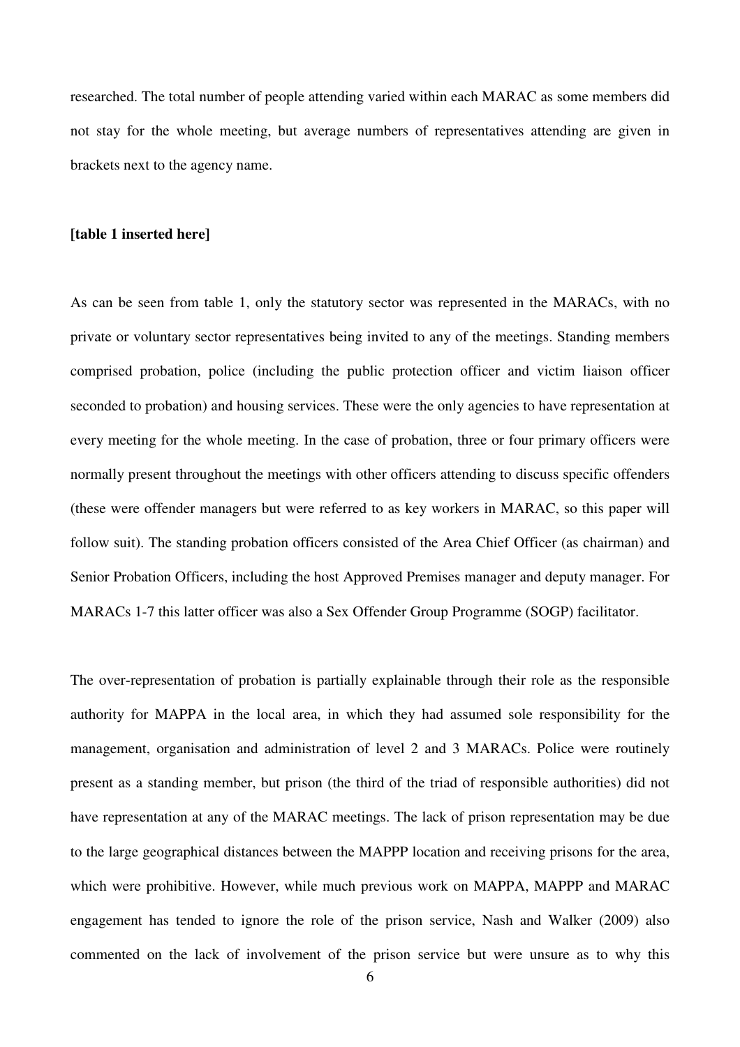researched. The total number of people attending varied within each MARAC as some members did not stay for the whole meeting, but average numbers of representatives attending are given in brackets next to the agency name.

**[table 1 inserted here]**

As can be seen from table 1, only the statutory sector was represented in the MARACs, with no private or voluntary sector representatives being invited to any of the meetings. Standing members comprised probation, police (including the public protection officer and victim liaison officer seconded to probation) and housing services. These were the only agencies to have representation at every meeting for the whole meeting. In the case of probation, three or four primary officers were normally present throughout the meetings with other officers attending to discuss specific offenders (these were offender managers but were referred to as key workers in MARAC, so this paper will follow suit). The standing probation officers consisted of the Area Chief Officer (as chairman) and Senior Probation Officers, including the host Approved Premises manager and deputy manager. For MARACs 1-7 this latter officer was also a Sex Offender Group Programme (SOGP) facilitator.

The over-representation of probation is partially explainable through their role as the responsible authority for MAPPA in the local area, in which they had assumed sole responsibility for the management, organisation and administration of level 2 and 3 MARACs. Police were routinely present as a standing member, but prison (the third of the triad of responsible authorities) did not have representation at any of the MARAC meetings. The lack of prison representation may be due to the large geographical distances between the MAPPP location and receiving prisons for the area, which were prohibitive. However, while much previous work on MAPPA, MAPPP and MARAC engagement has tended to ignore the role of the prison service, Nash and Walker (2009) also commented on the lack of involvement of the prison service but were unsure as to why this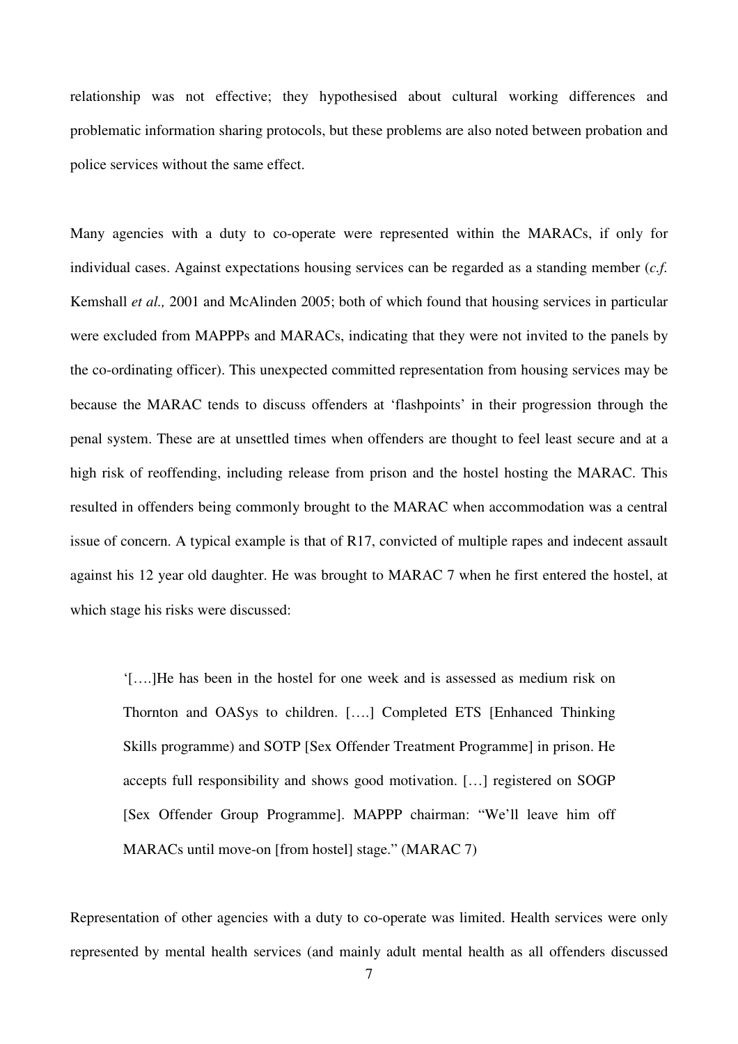relationship was not effective; they hypothesised about cultural working differences and problematic information sharing protocols, but these problems are also noted between probation and police services without the same effect.

Many agencies with a duty to co-operate were represented within the MARACs, if only for individual cases. Against expectations housing services can be regarded as a standing member (*c.f.* Kemshall *et al.,* 2001 and McAlinden 2005; both of which found that housing services in particular were excluded from MAPPPs and MARACs, indicating that they were not invited to the panels by the co-ordinating officer). This unexpected committed representation from housing services may be because the MARAC tends to discuss offenders at 'flashpoints' in their progression through the penal system. These are at unsettled times when offenders are thought to feel least secure and at a high risk of reoffending, including release from prison and the hostel hosting the MARAC. This resulted in offenders being commonly brought to the MARAC when accommodation was a central issue of concern. A typical example is that of R17, convicted of multiple rapes and indecent assault against his 12 year old daughter. He was brought to MARAC 7 when he first entered the hostel, at which stage his risks were discussed:

> '[….]He has been in the hostel for one week and is assessed as medium risk on Thornton and OASys to children. [….] Completed ETS [Enhanced Thinking Skills programme) and SOTP [Sex Offender Treatment Programme] in prison. He accepts full responsibility and shows good motivation. […] registered on SOGP [Sex Offender Group Programme]. MAPPP chairman: "We'll leave him off MARACs until move-on [from hostel] stage." (MARAC 7)

Representation of other agencies with a duty to co-operate was limited. Health services were only represented by mental health services (and mainly adult mental health as all offenders discussed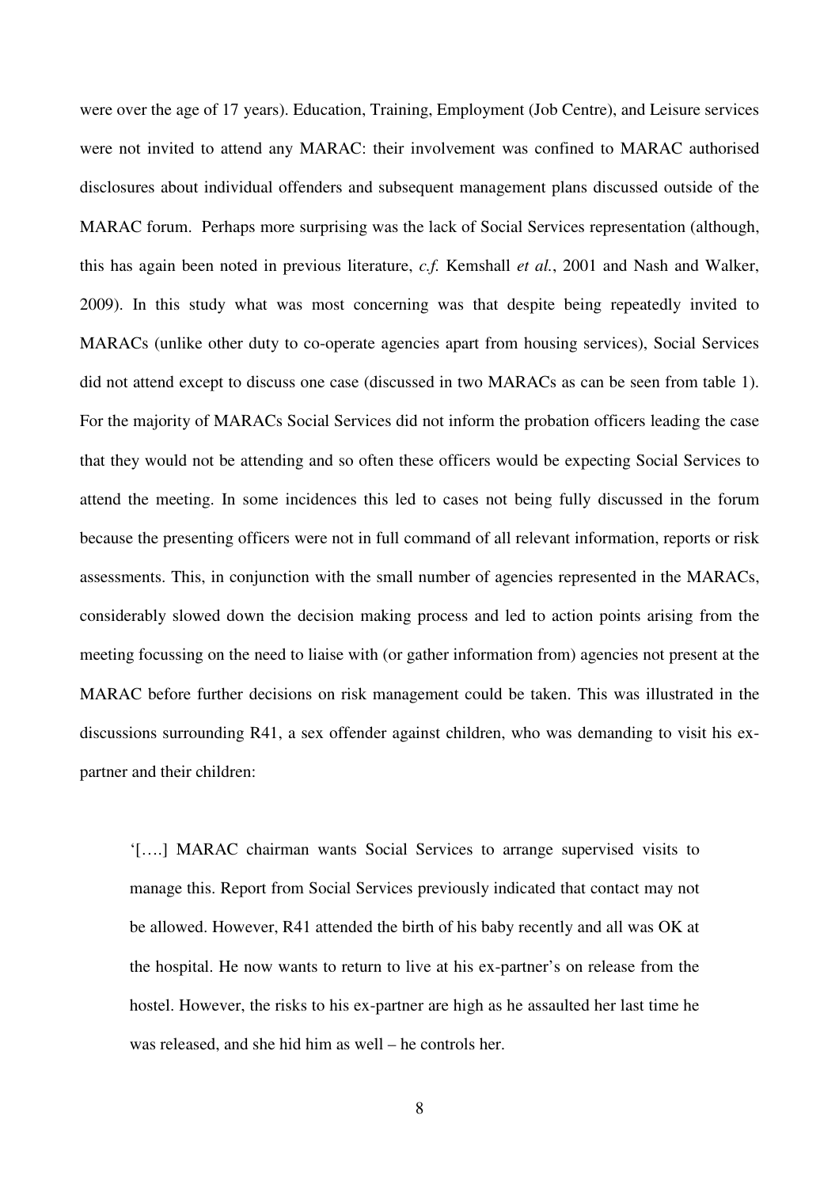were over the age of 17 years). Education, Training, Employment (Job Centre), and Leisure services were not invited to attend any MARAC: their involvement was confined to MARAC authorised disclosures about individual offenders and subsequent management plans discussed outside of the MARAC forum. Perhaps more surprising was the lack of Social Services representation (although, this has again been noted in previous literature, *c.f.* Kemshall *et al.*, 2001 and Nash and Walker, 2009). In this study what was most concerning was that despite being repeatedly invited to MARACs (unlike other duty to co-operate agencies apart from housing services), Social Services did not attend except to discuss one case (discussed in two MARACs as can be seen from table 1). For the majority of MARACs Social Services did not inform the probation officers leading the case that they would not be attending and so often these officers would be expecting Social Services to attend the meeting. In some incidences this led to cases not being fully discussed in the forum because the presenting officers were not in full command of all relevant information, reports or risk assessments. This, in conjunction with the small number of agencies represented in the MARACs, considerably slowed down the decision making process and led to action points arising from the meeting focussing on the need to liaise with (or gather information from) agencies not present at the MARAC before further decisions on risk management could be taken. This was illustrated in the discussions surrounding R41, a sex offender against children, who was demanding to visit his ex-partner and their children:

> '[….] MARAC chairman wants Social Services to arrange supervised visits to manage this. Report from Social Services previously indicated that contact may not be allowed. However, R41 attended the birth of his baby recently and all was OK at the hospital. He now wants to return to live at his ex-partner's on release from the hostel. However, the risks to his ex-partner are high as he assaulted her last time he was released, and she hid him as well – he controls her.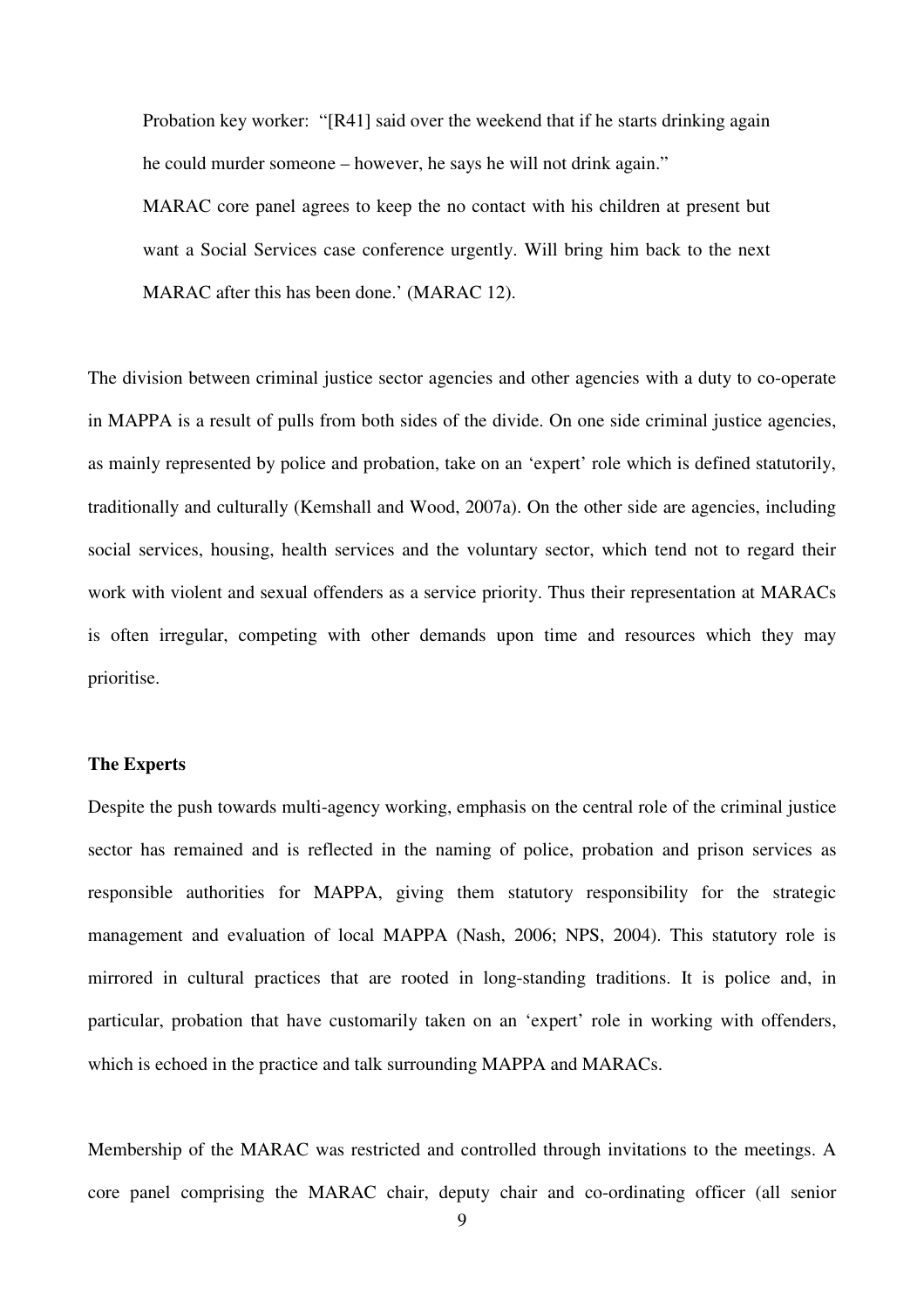> Probation key worker: "[R41] said over the weekend that if he starts drinking again he could murder someone – however, he says he will not drink again."
>
> MARAC core panel agrees to keep the no contact with his children at present but want a Social Services case conference urgently. Will bring him back to the next MARAC after this has been done.' (MARAC 12).

The division between criminal justice sector agencies and other agencies with a duty to co-operate in MAPPA is a result of pulls from both sides of the divide. On one side criminal justice agencies, as mainly represented by police and probation, take on an 'expert' role which is defined statutorily, traditionally and culturally (Kemshall and Wood, 2007a). On the other side are agencies, including social services, housing, health services and the voluntary sector, which tend not to regard their work with violent and sexual offenders as a service priority. Thus their representation at MARACs is often irregular, competing with other demands upon time and resources which they may prioritise.

**The Experts**

Despite the push towards multi-agency working, emphasis on the central role of the criminal justice sector has remained and is reflected in the naming of police, probation and prison services as responsible authorities for MAPPA, giving them statutory responsibility for the strategic management and evaluation of local MAPPA (Nash, 2006; NPS, 2004). This statutory role is mirrored in cultural practices that are rooted in long-standing traditions. It is police and, in particular, probation that have customarily taken on an 'expert' role in working with offenders, which is echoed in the practice and talk surrounding MAPPA and MARACs.

Membership of the MARAC was restricted and controlled through invitations to the meetings. A core panel comprising the MARAC chair, deputy chair and co-ordinating officer (all senior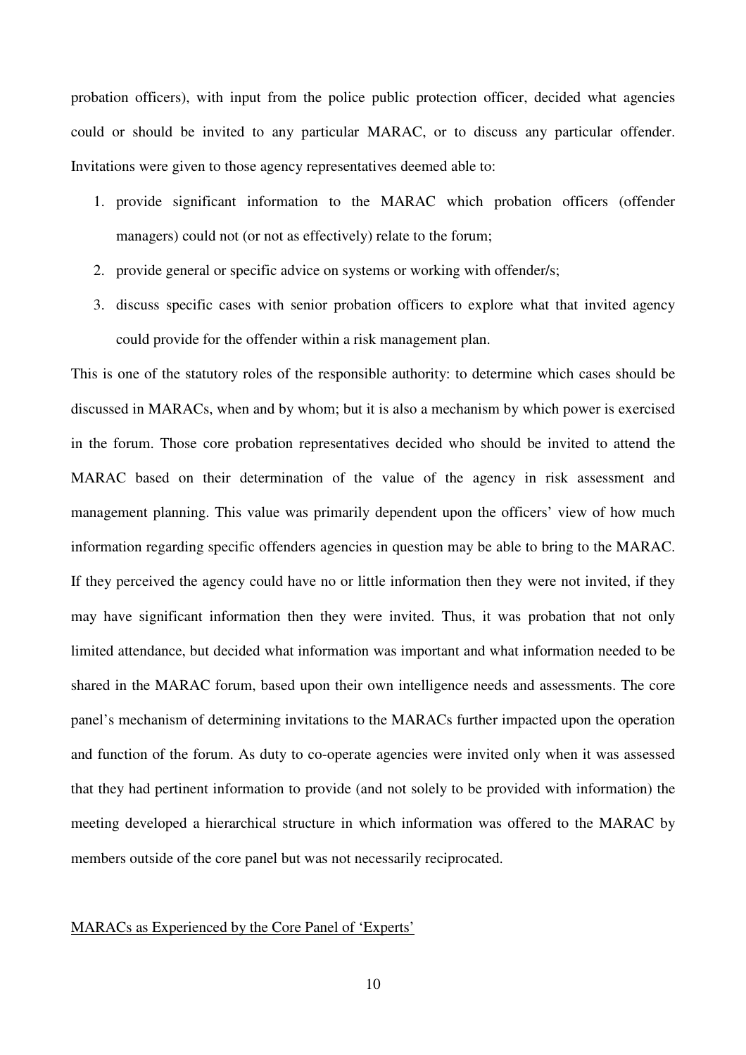probation officers), with input from the police public protection officer, decided what agencies could or should be invited to any particular MARAC, or to discuss any particular offender. Invitations were given to those agency representatives deemed able to:

1. provide significant information to the MARAC which probation officers (offender managers) could not (or not as effectively) relate to the forum;
2. provide general or specific advice on systems or working with offender/s;
3. discuss specific cases with senior probation officers to explore what that invited agency could provide for the offender within a risk management plan.

This is one of the statutory roles of the responsible authority: to determine which cases should be discussed in MARACs, when and by whom; but it is also a mechanism by which power is exercised in the forum. Those core probation representatives decided who should be invited to attend the MARAC based on their determination of the value of the agency in risk assessment and management planning. This value was primarily dependent upon the officers' view of how much information regarding specific offenders agencies in question may be able to bring to the MARAC. If they perceived the agency could have no or little information then they were not invited, if they may have significant information then they were invited. Thus, it was probation that not only limited attendance, but decided what information was important and what information needed to be shared in the MARAC forum, based upon their own intelligence needs and assessments. The core panel's mechanism of determining invitations to the MARACs further impacted upon the operation and function of the forum. As duty to co-operate agencies were invited only when it was assessed that they had pertinent information to provide (and not solely to be provided with information) the meeting developed a hierarchical structure in which information was offered to the MARAC by members outside of the core panel but was not necessarily reciprocated.

## MARACs as Experienced by the Core Panel of 'Experts'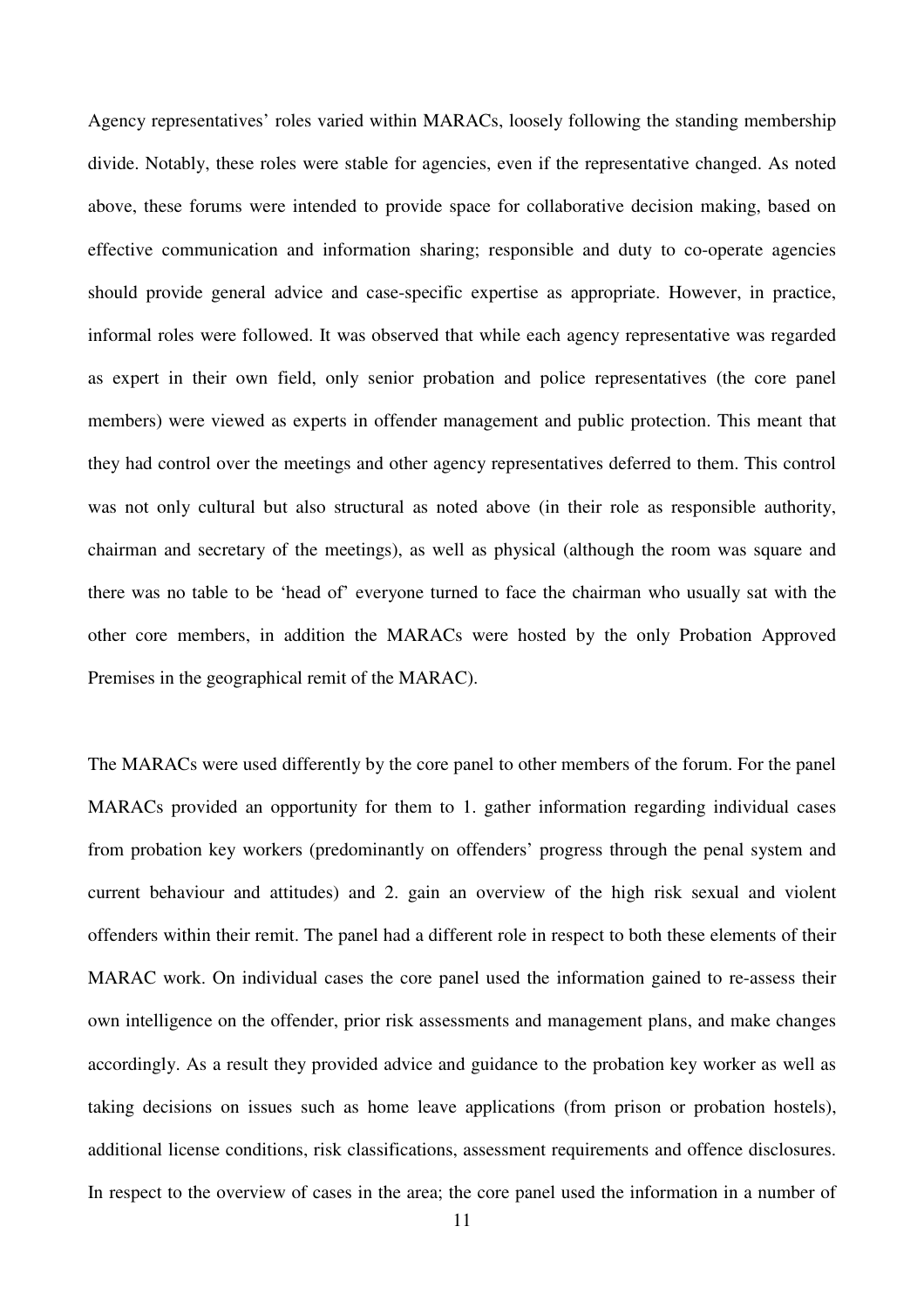Agency representatives' roles varied within MARACs, loosely following the standing membership divide. Notably, these roles were stable for agencies, even if the representative changed. As noted above, these forums were intended to provide space for collaborative decision making, based on effective communication and information sharing; responsible and duty to co-operate agencies should provide general advice and case-specific expertise as appropriate. However, in practice, informal roles were followed. It was observed that while each agency representative was regarded as expert in their own field, only senior probation and police representatives (the core panel members) were viewed as experts in offender management and public protection. This meant that they had control over the meetings and other agency representatives deferred to them. This control was not only cultural but also structural as noted above (in their role as responsible authority, chairman and secretary of the meetings), as well as physical (although the room was square and there was no table to be 'head of' everyone turned to face the chairman who usually sat with the other core members, in addition the MARACs were hosted by the only Probation Approved Premises in the geographical remit of the MARAC).

The MARACs were used differently by the core panel to other members of the forum. For the panel MARACs provided an opportunity for them to 1. gather information regarding individual cases from probation key workers (predominantly on offenders' progress through the penal system and current behaviour and attitudes) and 2. gain an overview of the high risk sexual and violent offenders within their remit. The panel had a different role in respect to both these elements of their MARAC work. On individual cases the core panel used the information gained to re-assess their own intelligence on the offender, prior risk assessments and management plans, and make changes accordingly. As a result they provided advice and guidance to the probation key worker as well as taking decisions on issues such as home leave applications (from prison or probation hostels), additional license conditions, risk classifications, assessment requirements and offence disclosures. In respect to the overview of cases in the area; the core panel used the information in a number of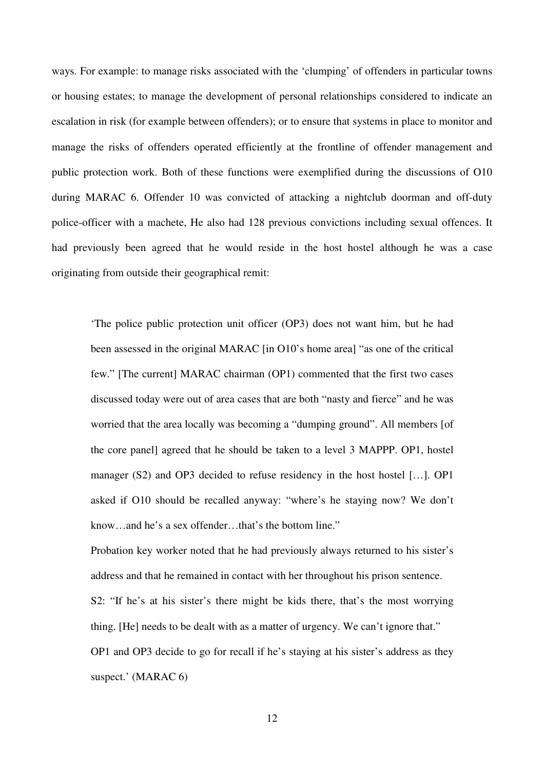ways. For example: to manage risks associated with the 'clumping' of offenders in particular towns or housing estates; to manage the development of personal relationships considered to indicate an escalation in risk (for example between offenders); or to ensure that systems in place to monitor and manage the risks of offenders operated efficiently at the frontline of offender management and public protection work. Both of these functions were exemplified during the discussions of O10 during MARAC 6. Offender 10 was convicted of attacking a nightclub doorman and off-duty police-officer with a machete, He also had 128 previous convictions including sexual offences. It had previously been agreed that he would reside in the host hostel although he was a case originating from outside their geographical remit:

> 'The police public protection unit officer (OP3) does not want him, but he had been assessed in the original MARAC [in O10's home area] "as one of the critical few." [The current] MARAC chairman (OP1) commented that the first two cases discussed today were out of area cases that are both "nasty and fierce" and he was worried that the area locally was becoming a "dumping ground". All members [of the core panel] agreed that he should be taken to a level 3 MAPPP. OP1, hostel manager (S2) and OP3 decided to refuse residency in the host hostel […]. OP1 asked if O10 should be recalled anyway: "where's he staying now? We don't know…and he's a sex offender…that's the bottom line."
>
> Probation key worker noted that he had previously always returned to his sister's address and that he remained in contact with her throughout his prison sentence.
>
> S2: "If he's at his sister's there might be kids there, that's the most worrying thing. [He] needs to be dealt with as a matter of urgency. We can't ignore that."
>
> OP1 and OP3 decide to go for recall if he's staying at his sister's address as they suspect.' (MARAC 6)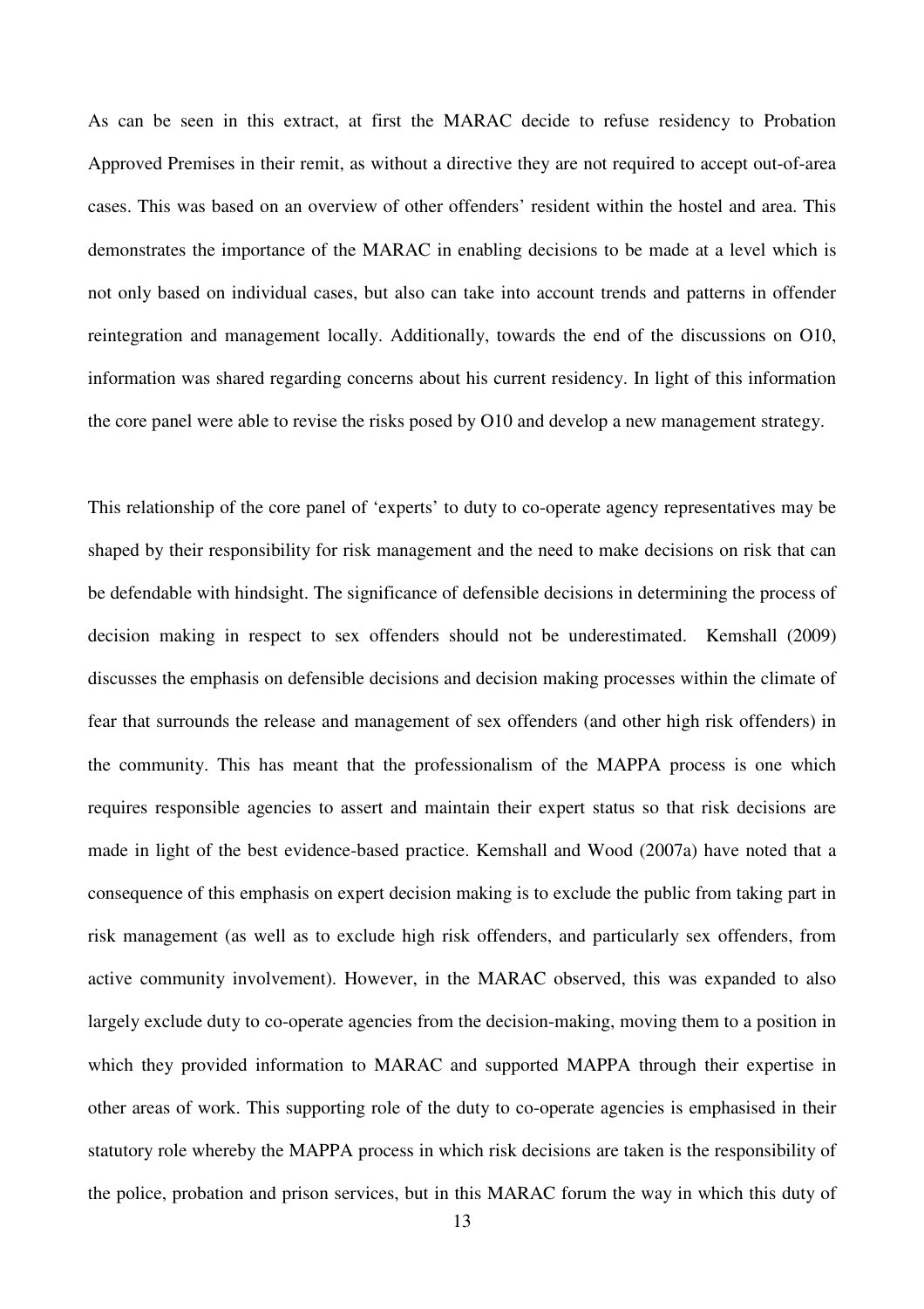As can be seen in this extract, at first the MARAC decide to refuse residency to Probation Approved Premises in their remit, as without a directive they are not required to accept out-of-area cases. This was based on an overview of other offenders' resident within the hostel and area. This demonstrates the importance of the MARAC in enabling decisions to be made at a level which is not only based on individual cases, but also can take into account trends and patterns in offender reintegration and management locally. Additionally, towards the end of the discussions on O10, information was shared regarding concerns about his current residency. In light of this information the core panel were able to revise the risks posed by O10 and develop a new management strategy.

This relationship of the core panel of 'experts' to duty to co-operate agency representatives may be shaped by their responsibility for risk management and the need to make decisions on risk that can be defendable with hindsight. The significance of defensible decisions in determining the process of decision making in respect to sex offenders should not be underestimated. Kemshall (2009) discusses the emphasis on defensible decisions and decision making processes within the climate of fear that surrounds the release and management of sex offenders (and other high risk offenders) in the community. This has meant that the professionalism of the MAPPA process is one which requires responsible agencies to assert and maintain their expert status so that risk decisions are made in light of the best evidence-based practice. Kemshall and Wood (2007a) have noted that a consequence of this emphasis on expert decision making is to exclude the public from taking part in risk management (as well as to exclude high risk offenders, and particularly sex offenders, from active community involvement). However, in the MARAC observed, this was expanded to also largely exclude duty to co-operate agencies from the decision-making, moving them to a position in which they provided information to MARAC and supported MAPPA through their expertise in other areas of work. This supporting role of the duty to co-operate agencies is emphasised in their statutory role whereby the MAPPA process in which risk decisions are taken is the responsibility of the police, probation and prison services, but in this MARAC forum the way in which this duty of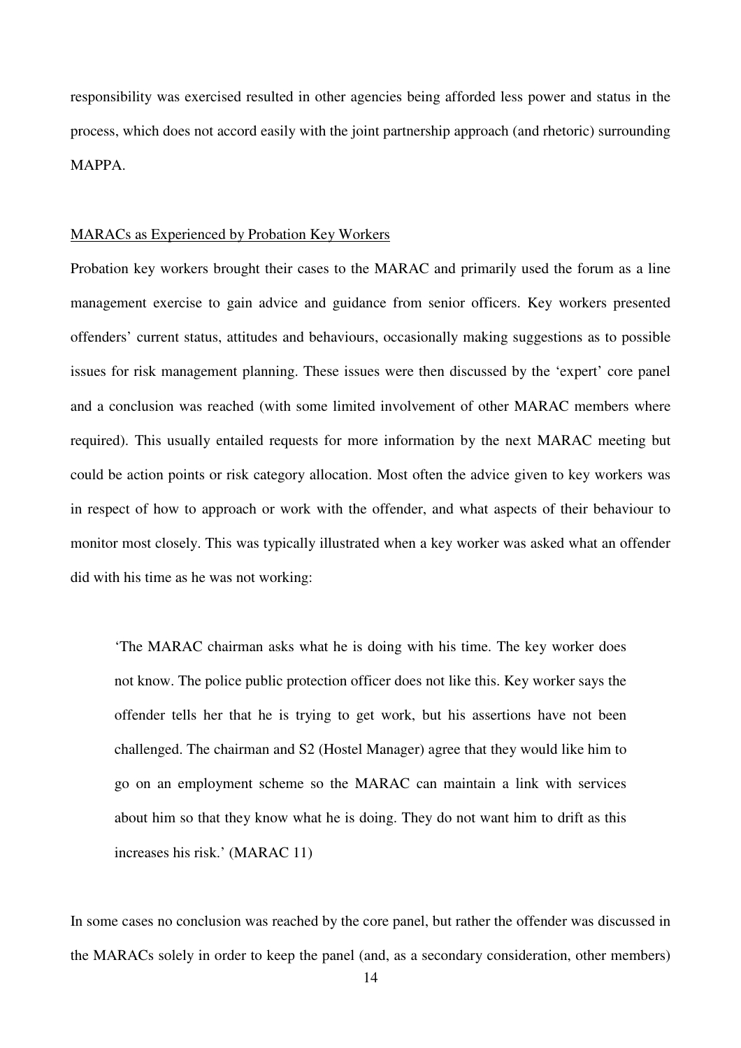responsibility was exercised resulted in other agencies being afforded less power and status in the process, which does not accord easily with the joint partnership approach (and rhetoric) surrounding MAPPA.

### MARACs as Experienced by Probation Key Workers

Probation key workers brought their cases to the MARAC and primarily used the forum as a line management exercise to gain advice and guidance from senior officers. Key workers presented offenders' current status, attitudes and behaviours, occasionally making suggestions as to possible issues for risk management planning. These issues were then discussed by the 'expert' core panel and a conclusion was reached (with some limited involvement of other MARAC members where required). This usually entailed requests for more information by the next MARAC meeting but could be action points or risk category allocation. Most often the advice given to key workers was in respect of how to approach or work with the offender, and what aspects of their behaviour to monitor most closely. This was typically illustrated when a key worker was asked what an offender did with his time as he was not working:

> 'The MARAC chairman asks what he is doing with his time. The key worker does not know. The police public protection officer does not like this. Key worker says the offender tells her that he is trying to get work, but his assertions have not been challenged. The chairman and S2 (Hostel Manager) agree that they would like him to go on an employment scheme so the MARAC can maintain a link with services about him so that they know what he is doing. They do not want him to drift as this increases his risk.' (MARAC 11)

In some cases no conclusion was reached by the core panel, but rather the offender was discussed in the MARACs solely in order to keep the panel (and, as a secondary consideration, other members)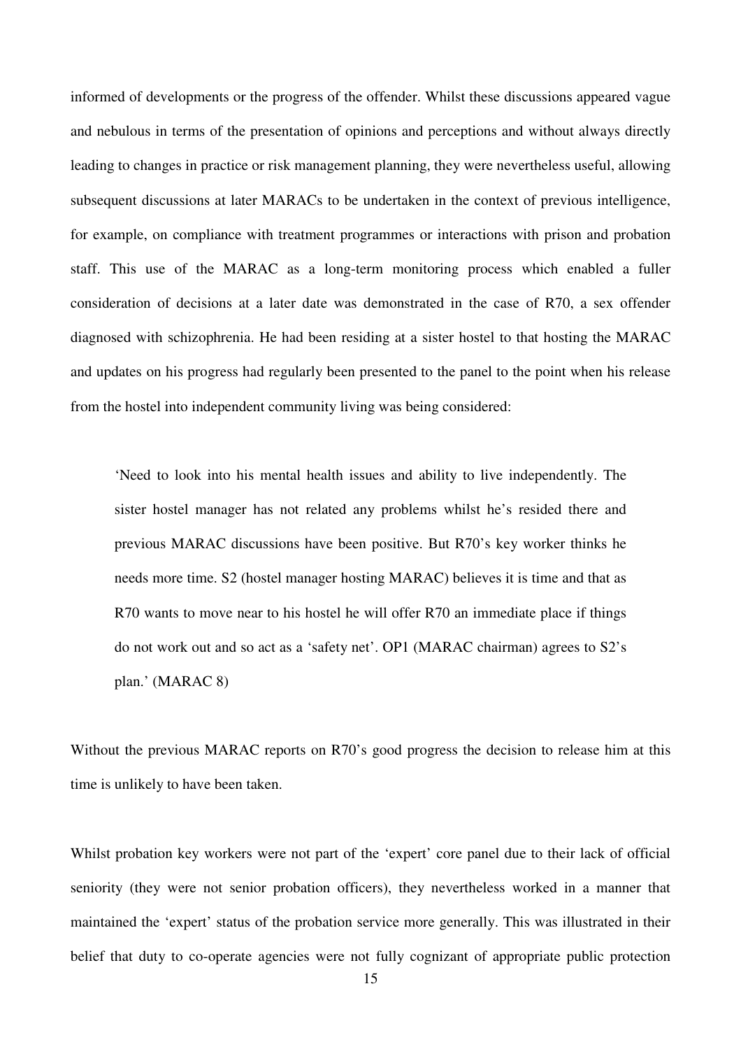informed of developments or the progress of the offender. Whilst these discussions appeared vague and nebulous in terms of the presentation of opinions and perceptions and without always directly leading to changes in practice or risk management planning, they were nevertheless useful, allowing subsequent discussions at later MARACs to be undertaken in the context of previous intelligence, for example, on compliance with treatment programmes or interactions with prison and probation staff. This use of the MARAC as a long-term monitoring process which enabled a fuller consideration of decisions at a later date was demonstrated in the case of R70, a sex offender diagnosed with schizophrenia. He had been residing at a sister hostel to that hosting the MARAC and updates on his progress had regularly been presented to the panel to the point when his release from the hostel into independent community living was being considered:

> 'Need to look into his mental health issues and ability to live independently. The sister hostel manager has not related any problems whilst he's resided there and previous MARAC discussions have been positive. But R70's key worker thinks he needs more time. S2 (hostel manager hosting MARAC) believes it is time and that as R70 wants to move near to his hostel he will offer R70 an immediate place if things do not work out and so act as a 'safety net'. OP1 (MARAC chairman) agrees to S2's plan.' (MARAC 8)

Without the previous MARAC reports on R70's good progress the decision to release him at this time is unlikely to have been taken.

Whilst probation key workers were not part of the 'expert' core panel due to their lack of official seniority (they were not senior probation officers), they nevertheless worked in a manner that maintained the 'expert' status of the probation service more generally. This was illustrated in their belief that duty to co-operate agencies were not fully cognizant of appropriate public protection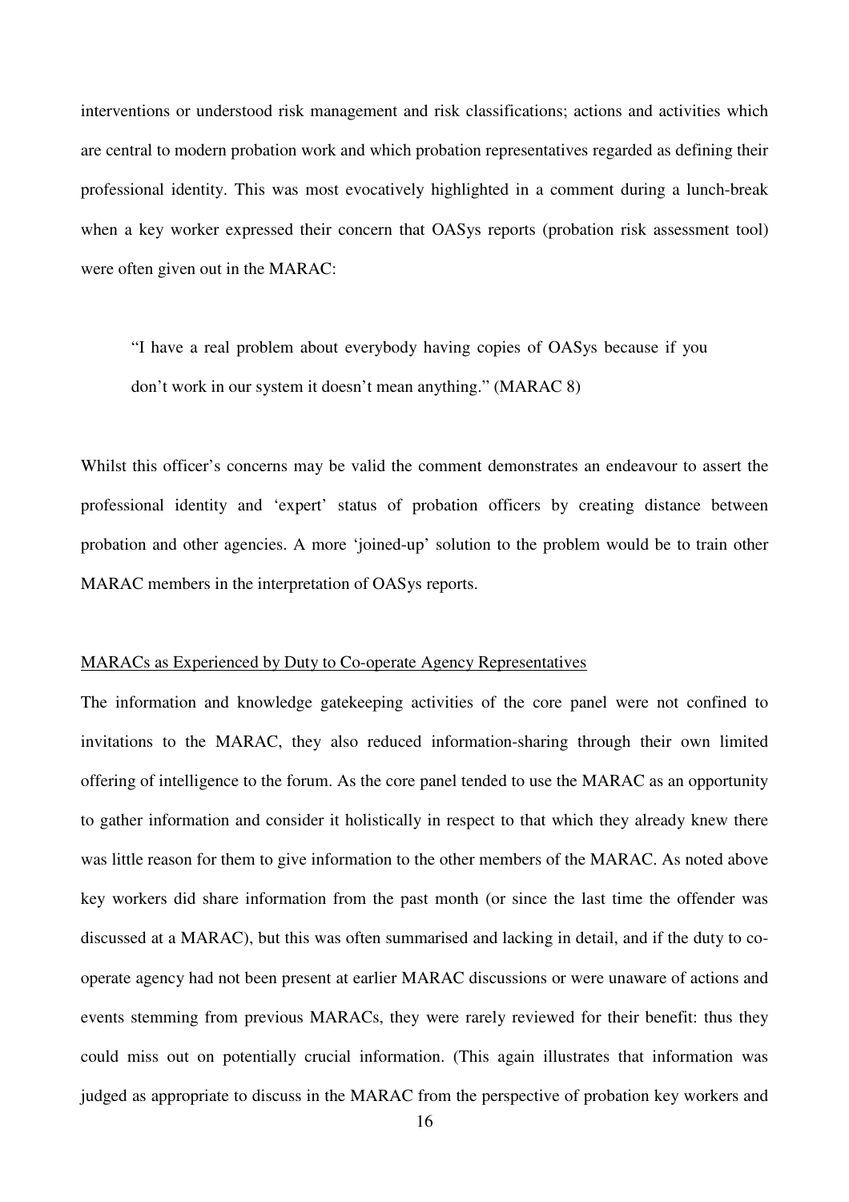interventions or understood risk management and risk classifications; actions and activities which are central to modern probation work and which probation representatives regarded as defining their professional identity. This was most evocatively highlighted in a comment during a lunch-break when a key worker expressed their concern that OASys reports (probation risk assessment tool) were often given out in the MARAC:

> "I have a real problem about everybody having copies of OASys because if you don't work in our system it doesn't mean anything." (MARAC 8)

Whilst this officer's concerns may be valid the comment demonstrates an endeavour to assert the professional identity and 'expert' status of probation officers by creating distance between probation and other agencies. A more 'joined-up' solution to the problem would be to train other MARAC members in the interpretation of OASys reports.

## MARACs as Experienced by Duty to Co-operate Agency Representatives

The information and knowledge gatekeeping activities of the core panel were not confined to invitations to the MARAC, they also reduced information-sharing through their own limited offering of intelligence to the forum. As the core panel tended to use the MARAC as an opportunity to gather information and consider it holistically in respect to that which they already knew there was little reason for them to give information to the other members of the MARAC. As noted above key workers did share information from the past month (or since the last time the offender was discussed at a MARAC), but this was often summarised and lacking in detail, and if the duty to co-operate agency had not been present at earlier MARAC discussions or were unaware of actions and events stemming from previous MARACs, they were rarely reviewed for their benefit: thus they could miss out on potentially crucial information. (This again illustrates that information was judged as appropriate to discuss in the MARAC from the perspective of probation key workers and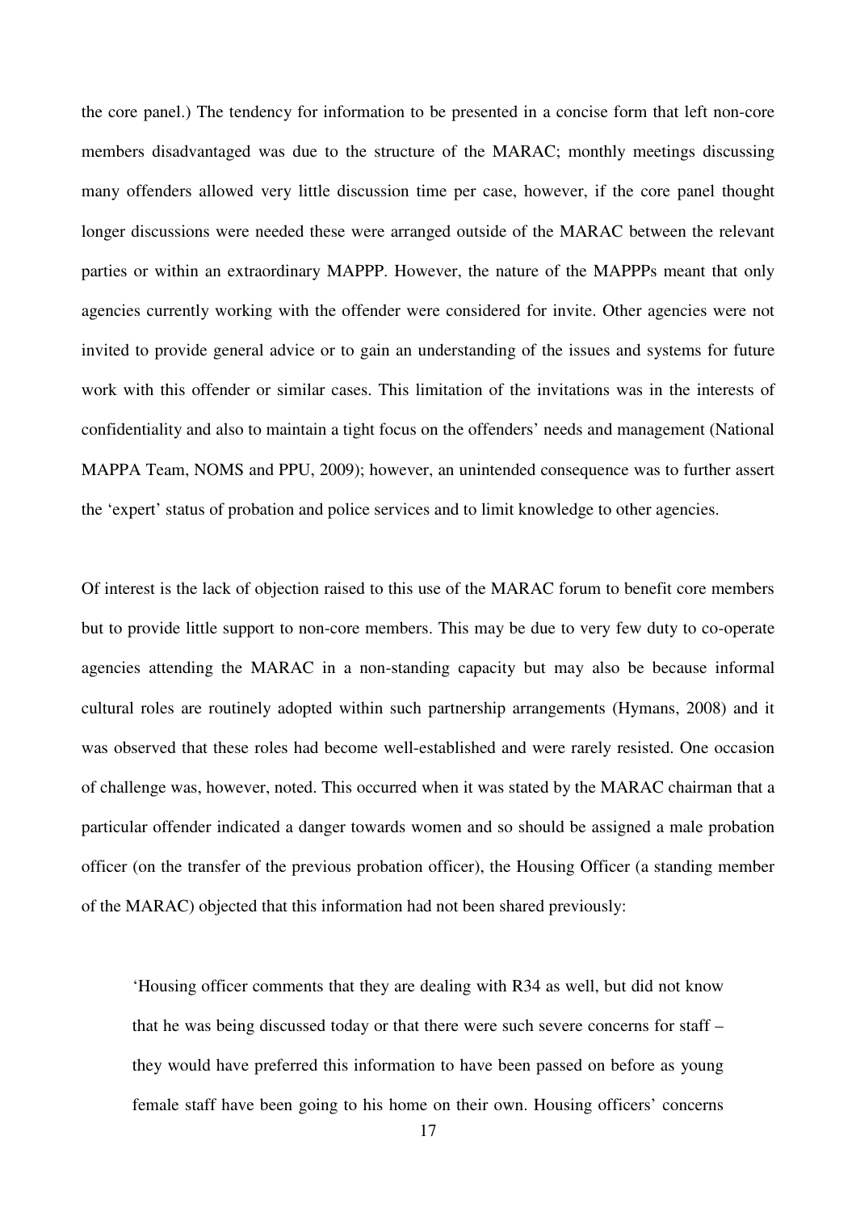the core panel.) The tendency for information to be presented in a concise form that left non-core members disadvantaged was due to the structure of the MARAC; monthly meetings discussing many offenders allowed very little discussion time per case, however, if the core panel thought longer discussions were needed these were arranged outside of the MARAC between the relevant parties or within an extraordinary MAPPP. However, the nature of the MAPPPs meant that only agencies currently working with the offender were considered for invite. Other agencies were not invited to provide general advice or to gain an understanding of the issues and systems for future work with this offender or similar cases. This limitation of the invitations was in the interests of confidentiality and also to maintain a tight focus on the offenders' needs and management (National MAPPA Team, NOMS and PPU, 2009); however, an unintended consequence was to further assert the 'expert' status of probation and police services and to limit knowledge to other agencies.

Of interest is the lack of objection raised to this use of the MARAC forum to benefit core members but to provide little support to non-core members. This may be due to very few duty to co-operate agencies attending the MARAC in a non-standing capacity but may also be because informal cultural roles are routinely adopted within such partnership arrangements (Hymans, 2008) and it was observed that these roles had become well-established and were rarely resisted. One occasion of challenge was, however, noted. This occurred when it was stated by the MARAC chairman that a particular offender indicated a danger towards women and so should be assigned a male probation officer (on the transfer of the previous probation officer), the Housing Officer (a standing member of the MARAC) objected that this information had not been shared previously:

> 'Housing officer comments that they are dealing with R34 as well, but did not know that he was being discussed today or that there were such severe concerns for staff – they would have preferred this information to have been passed on before as young female staff have been going to his home on their own. Housing officers' concerns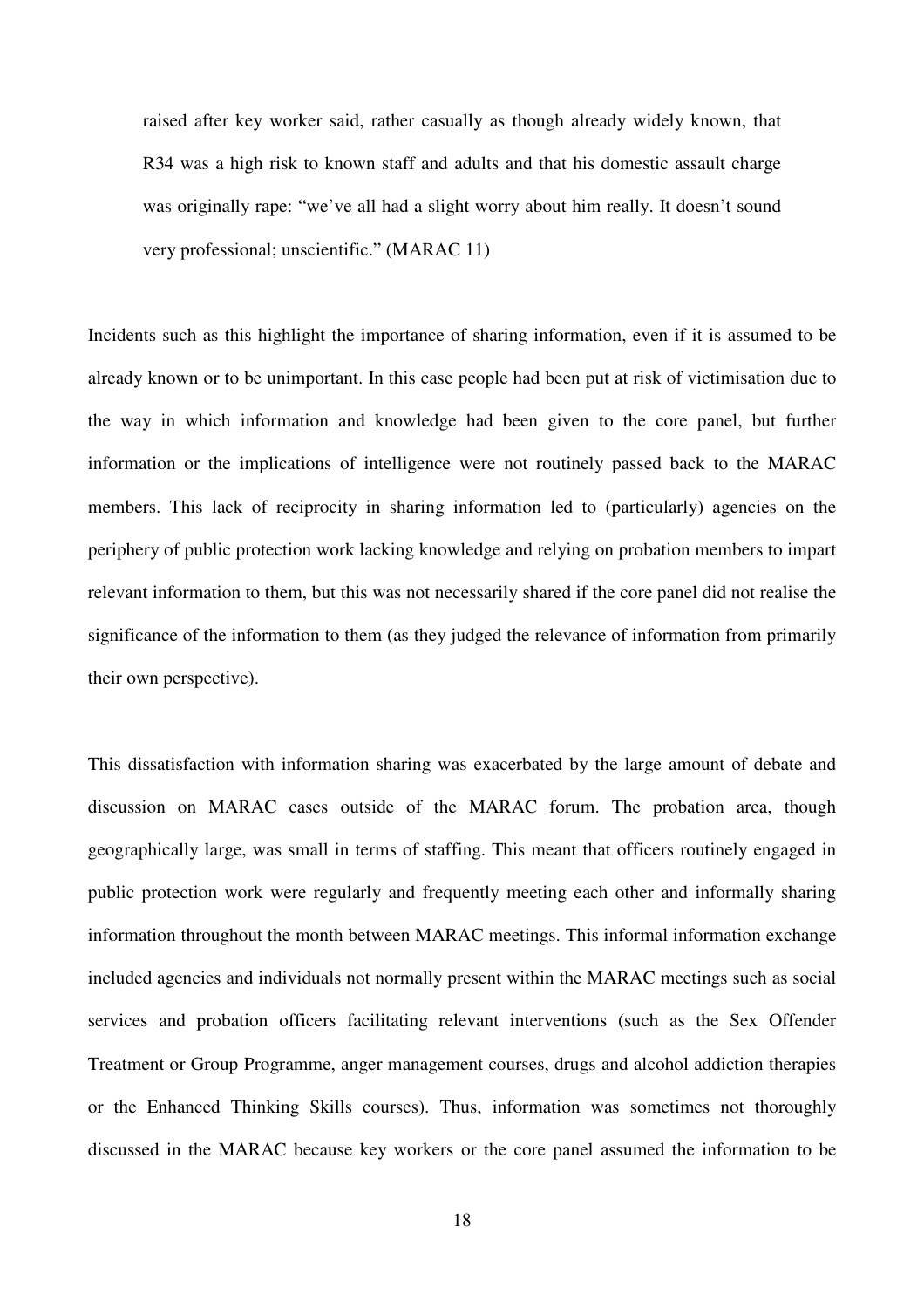> raised after key worker said, rather casually as though already widely known, that R34 was a high risk to known staff and adults and that his domestic assault charge was originally rape: "we've all had a slight worry about him really. It doesn't sound very professional; unscientific." (MARAC 11)

Incidents such as this highlight the importance of sharing information, even if it is assumed to be already known or to be unimportant. In this case people had been put at risk of victimisation due to the way in which information and knowledge had been given to the core panel, but further information or the implications of intelligence were not routinely passed back to the MARAC members. This lack of reciprocity in sharing information led to (particularly) agencies on the periphery of public protection work lacking knowledge and relying on probation members to impart relevant information to them, but this was not necessarily shared if the core panel did not realise the significance of the information to them (as they judged the relevance of information from primarily their own perspective).

This dissatisfaction with information sharing was exacerbated by the large amount of debate and discussion on MARAC cases outside of the MARAC forum. The probation area, though geographically large, was small in terms of staffing. This meant that officers routinely engaged in public protection work were regularly and frequently meeting each other and informally sharing information throughout the month between MARAC meetings. This informal information exchange included agencies and individuals not normally present within the MARAC meetings such as social services and probation officers facilitating relevant interventions (such as the Sex Offender Treatment or Group Programme, anger management courses, drugs and alcohol addiction therapies or the Enhanced Thinking Skills courses). Thus, information was sometimes not thoroughly discussed in the MARAC because key workers or the core panel assumed the information to be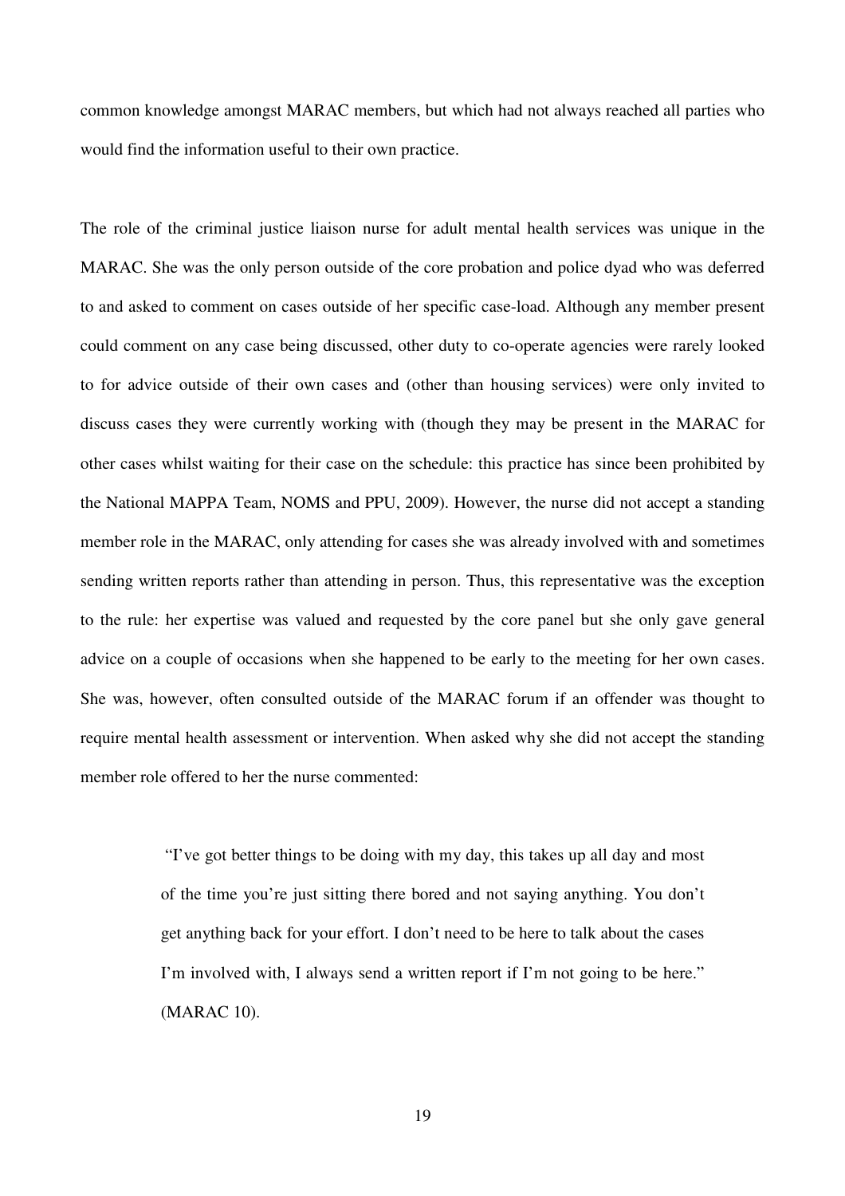common knowledge amongst MARAC members, but which had not always reached all parties who would find the information useful to their own practice.

The role of the criminal justice liaison nurse for adult mental health services was unique in the MARAC. She was the only person outside of the core probation and police dyad who was deferred to and asked to comment on cases outside of her specific case-load. Although any member present could comment on any case being discussed, other duty to co-operate agencies were rarely looked to for advice outside of their own cases and (other than housing services) were only invited to discuss cases they were currently working with (though they may be present in the MARAC for other cases whilst waiting for their case on the schedule: this practice has since been prohibited by the National MAPPA Team, NOMS and PPU, 2009). However, the nurse did not accept a standing member role in the MARAC, only attending for cases she was already involved with and sometimes sending written reports rather than attending in person. Thus, this representative was the exception to the rule: her expertise was valued and requested by the core panel but she only gave general advice on a couple of occasions when she happened to be early to the meeting for her own cases. She was, however, often consulted outside of the MARAC forum if an offender was thought to require mental health assessment or intervention. When asked why she did not accept the standing member role offered to her the nurse commented:

> "I've got better things to be doing with my day, this takes up all day and most of the time you're just sitting there bored and not saying anything. You don't get anything back for your effort. I don't need to be here to talk about the cases I'm involved with, I always send a written report if I'm not going to be here." (MARAC 10).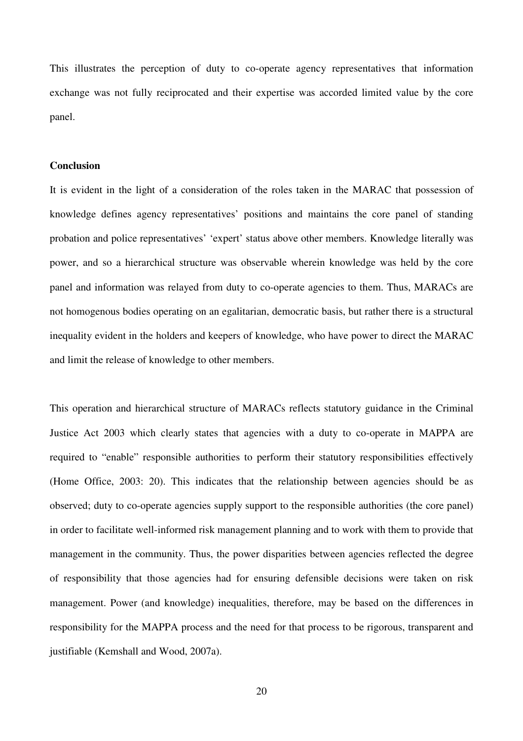This illustrates the perception of duty to co-operate agency representatives that information exchange was not fully reciprocated and their expertise was accorded limited value by the core panel.

**Conclusion**

It is evident in the light of a consideration of the roles taken in the MARAC that possession of knowledge defines agency representatives' positions and maintains the core panel of standing probation and police representatives' 'expert' status above other members. Knowledge literally was power, and so a hierarchical structure was observable wherein knowledge was held by the core panel and information was relayed from duty to co-operate agencies to them. Thus, MARACs are not homogenous bodies operating on an egalitarian, democratic basis, but rather there is a structural inequality evident in the holders and keepers of knowledge, who have power to direct the MARAC and limit the release of knowledge to other members.

This operation and hierarchical structure of MARACs reflects statutory guidance in the Criminal Justice Act 2003 which clearly states that agencies with a duty to co-operate in MAPPA are required to "enable" responsible authorities to perform their statutory responsibilities effectively (Home Office, 2003: 20). This indicates that the relationship between agencies should be as observed; duty to co-operate agencies supply support to the responsible authorities (the core panel) in order to facilitate well-informed risk management planning and to work with them to provide that management in the community. Thus, the power disparities between agencies reflected the degree of responsibility that those agencies had for ensuring defensible decisions were taken on risk management. Power (and knowledge) inequalities, therefore, may be based on the differences in responsibility for the MAPPA process and the need for that process to be rigorous, transparent and justifiable (Kemshall and Wood, 2007a).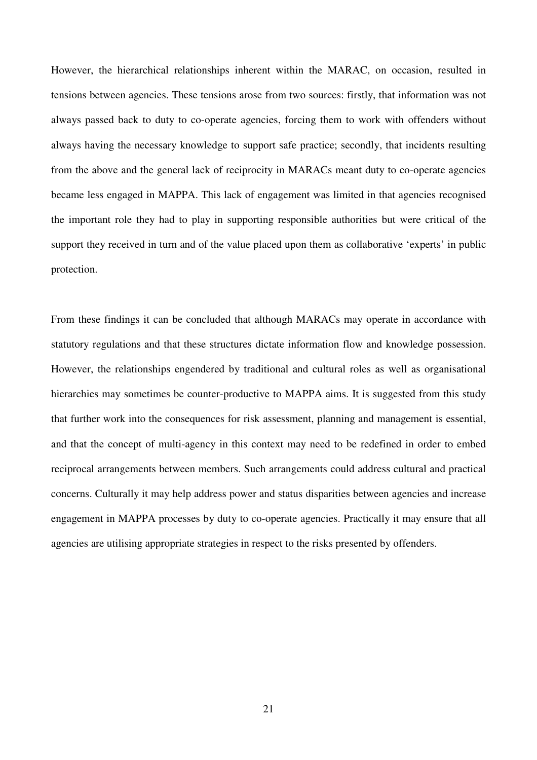However, the hierarchical relationships inherent within the MARAC, on occasion, resulted in tensions between agencies. These tensions arose from two sources: firstly, that information was not always passed back to duty to co-operate agencies, forcing them to work with offenders without always having the necessary knowledge to support safe practice; secondly, that incidents resulting from the above and the general lack of reciprocity in MARACs meant duty to co-operate agencies became less engaged in MAPPA. This lack of engagement was limited in that agencies recognised the important role they had to play in supporting responsible authorities but were critical of the support they received in turn and of the value placed upon them as collaborative 'experts' in public protection.

From these findings it can be concluded that although MARACs may operate in accordance with statutory regulations and that these structures dictate information flow and knowledge possession. However, the relationships engendered by traditional and cultural roles as well as organisational hierarchies may sometimes be counter-productive to MAPPA aims. It is suggested from this study that further work into the consequences for risk assessment, planning and management is essential, and that the concept of multi-agency in this context may need to be redefined in order to embed reciprocal arrangements between members. Such arrangements could address cultural and practical concerns. Culturally it may help address power and status disparities between agencies and increase engagement in MAPPA processes by duty to co-operate agencies. Practically it may ensure that all agencies are utilising appropriate strategies in respect to the risks presented by offenders.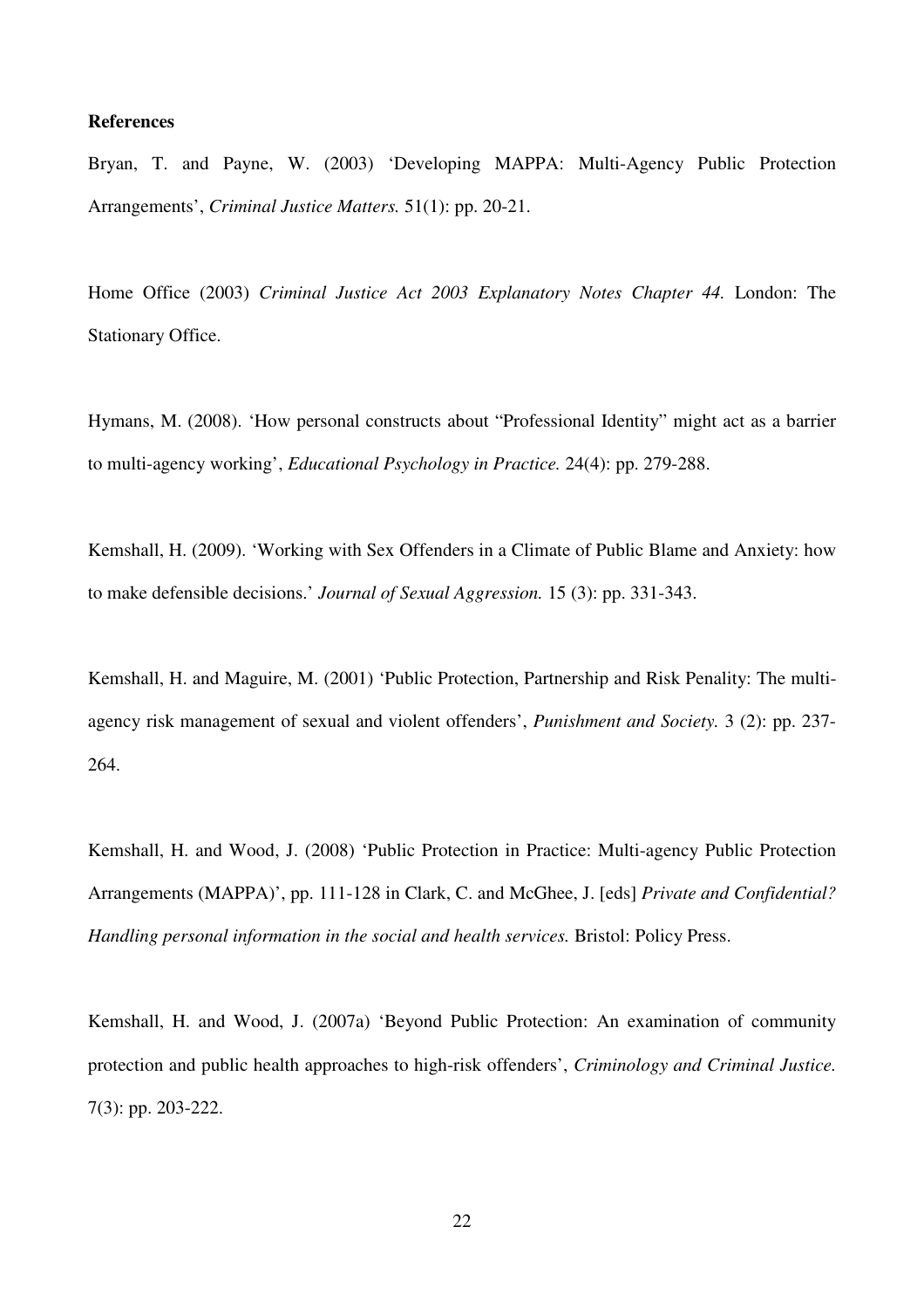**References**

Bryan, T. and Payne, W. (2003) 'Developing MAPPA: Multi-Agency Public Protection Arrangements', *Criminal Justice Matters.* 51(1): pp. 20-21.

Home Office (2003) *Criminal Justice Act 2003 Explanatory Notes Chapter 44.* London: The Stationary Office.

Hymans, M. (2008). 'How personal constructs about "Professional Identity" might act as a barrier to multi-agency working', *Educational Psychology in Practice.* 24(4): pp. 279-288.

Kemshall, H. (2009). 'Working with Sex Offenders in a Climate of Public Blame and Anxiety: how to make defensible decisions.' *Journal of Sexual Aggression.* 15 (3): pp. 331-343.

Kemshall, H. and Maguire, M. (2001) 'Public Protection, Partnership and Risk Penality: The multi-agency risk management of sexual and violent offenders', *Punishment and Society.* 3 (2): pp. 237-264.

Kemshall, H. and Wood, J. (2008) 'Public Protection in Practice: Multi-agency Public Protection Arrangements (MAPPA)', pp. 111-128 in Clark, C. and McGhee, J. [eds] *Private and Confidential? Handling personal information in the social and health services.* Bristol: Policy Press.

Kemshall, H. and Wood, J. (2007a) 'Beyond Public Protection: An examination of community protection and public health approaches to high-risk offenders', *Criminology and Criminal Justice.* 7(3): pp. 203-222.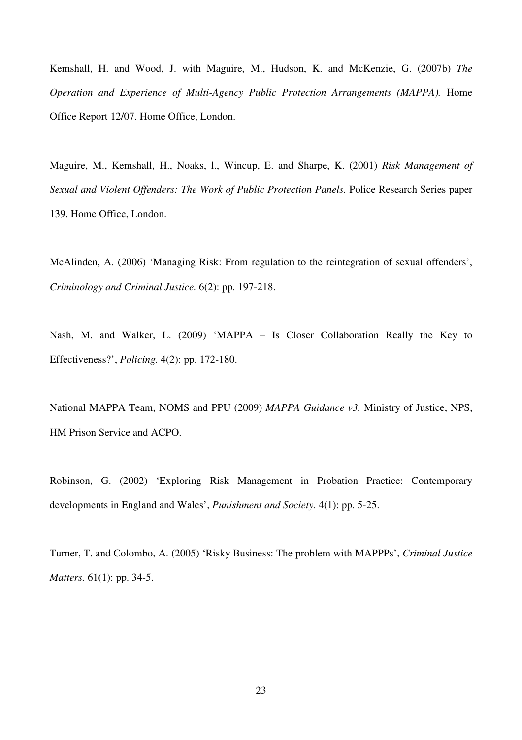Kemshall, H. and Wood, J. with Maguire, M., Hudson, K. and McKenzie, G. (2007b) *The Operation and Experience of Multi-Agency Public Protection Arrangements (MAPPA).* Home Office Report 12/07. Home Office, London.

Maguire, M., Kemshall, H., Noaks, l., Wincup, E. and Sharpe, K. (2001) *Risk Management of Sexual and Violent Offenders: The Work of Public Protection Panels.* Police Research Series paper 139. Home Office, London.

McAlinden, A. (2006) 'Managing Risk: From regulation to the reintegration of sexual offenders', *Criminology and Criminal Justice.* 6(2): pp. 197-218.

Nash, M. and Walker, L. (2009) 'MAPPA – Is Closer Collaboration Really the Key to Effectiveness?', *Policing.* 4(2): pp. 172-180.

National MAPPA Team, NOMS and PPU (2009) *MAPPA Guidance v3.* Ministry of Justice, NPS, HM Prison Service and ACPO.

Robinson, G. (2002) 'Exploring Risk Management in Probation Practice: Contemporary developments in England and Wales', *Punishment and Society.* 4(1): pp. 5-25.

Turner, T. and Colombo, A. (2005) 'Risky Business: The problem with MAPPPs', *Criminal Justice Matters.* 61(1): pp. 34-5.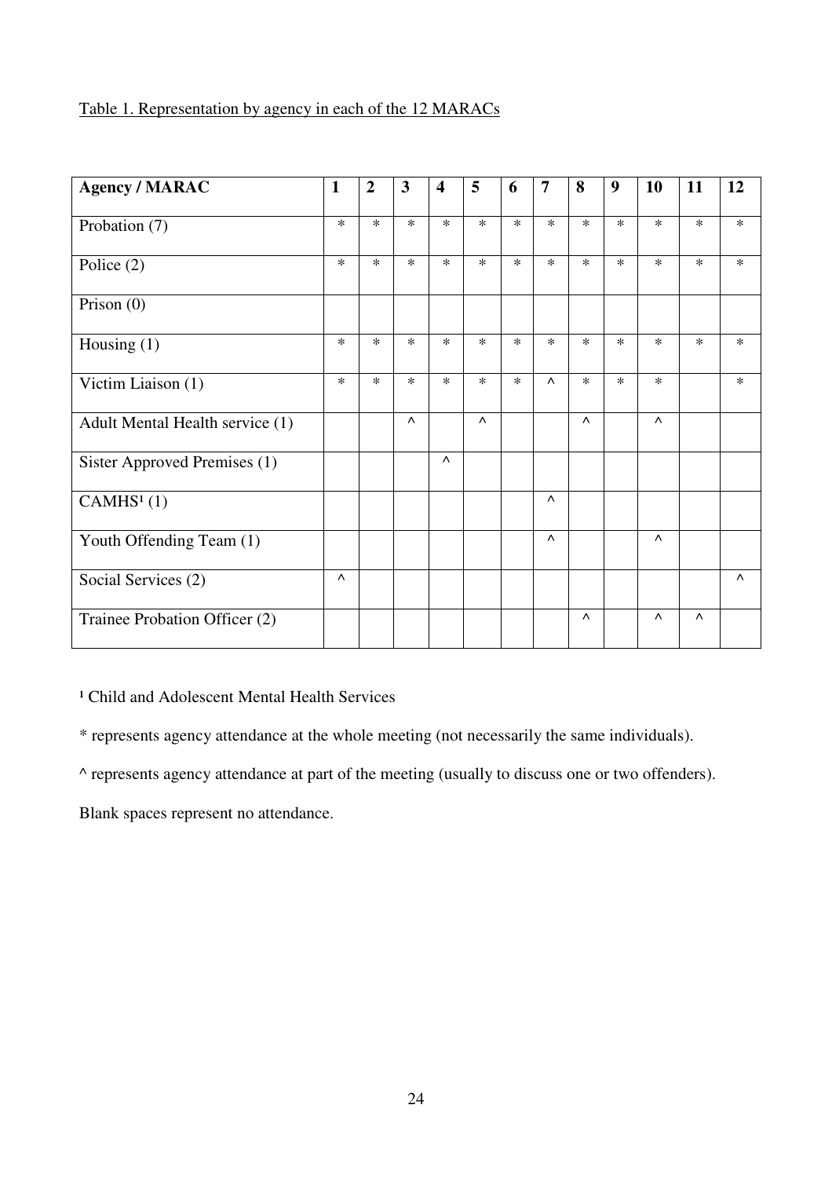Table 1. Representation by agency in each of the 12 MARACs

| Agency / MARAC | 1 | 2 | 3 | 4 | 5 | 6 | 7 | 8 | 9 | 10 | 11 | 12 |
|---|---|---|---|---|---|---|---|---|---|---|---|---|
| Probation (7) | * | * | * | * | * | * | * | * | * | * | * | * |
| Police (2) | * | * | * | * | * | * | * | * | * | * | * | * |
| Prison (0) | | | | | | | | | | | | |
| Housing (1) | * | * | * | * | * | * | * | * | * | * | * | * |
| Victim Liaison (1) | * | * | * | * | * | * | ^ | * | * | * | | * |
| Adult Mental Health service (1) | | | ^ | | ^ | | | ^ | | ^ | | |
| Sister Approved Premises (1) | | | | ^ | | | | | | | | |
| CAMHS[1] (1) | | | | | | | ^ | | | | | |
| Youth Offending Team (1) | | | | | | | ^ | | | ^ | | |
| Social Services (2) | ^ | | | | | | | | | | | ^ |
| Trainee Probation Officer (2) | | | | | | | | ^ | | ^ | ^ | |

[1] Child and Adolescent Mental Health Services

* represents agency attendance at the whole meeting (not necessarily the same individuals).

^ represents agency attendance at part of the meeting (usually to discuss one or two offenders).

Blank spaces represent no attendance.